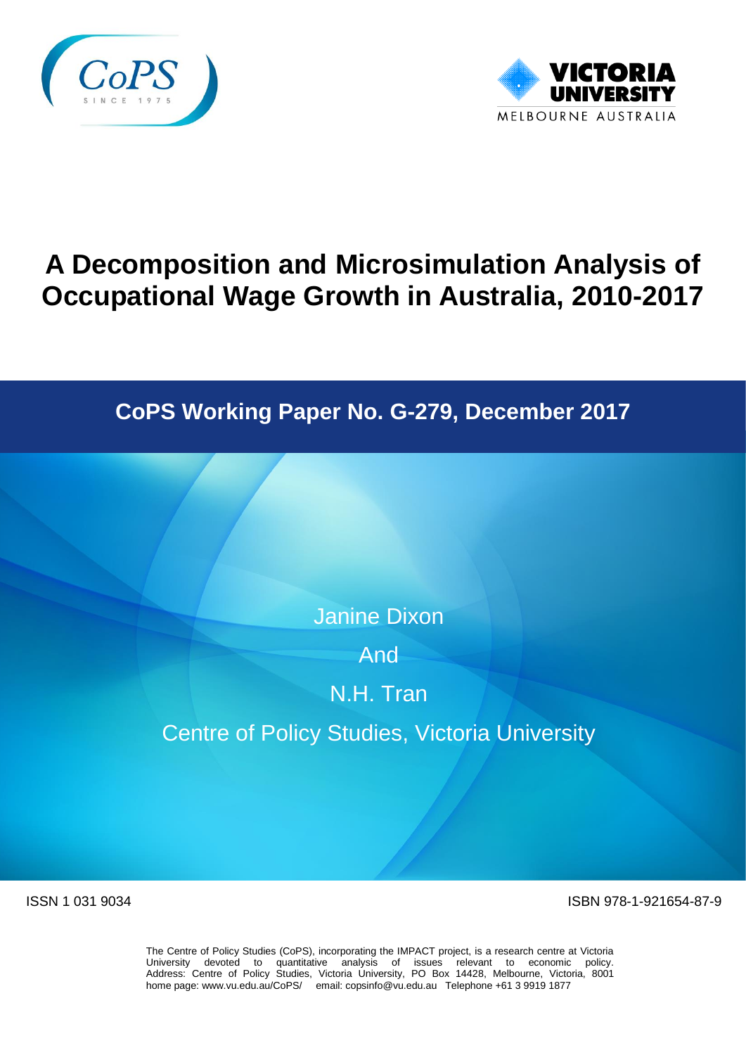# A Decomposition and Microsimulation Analysis of Occupational Wage Growth in Australia, 2010-2017

## CoPS Working Paper No. G-279, December 2017

Janine Dixon

And

N.H. Tran

Centre of Policy Studies, Victoria University

ISSN 1 031 9034

ISBN 978-1-921654-87-9

The Centre of Policy Studies (CoPS), incorporating the IMPACT project, is a research centre at Victoria University devoted to quantitative analysis of issues relevant to economic policy. Address: Centre of Policy Studies, Victoria University, PO Box 14428, Melbourne, Victoria, 8001 home page: www.vu.edu.au/CoPS/ email: copsinfo@vu.edu.au Telephone +61 3 9919 1877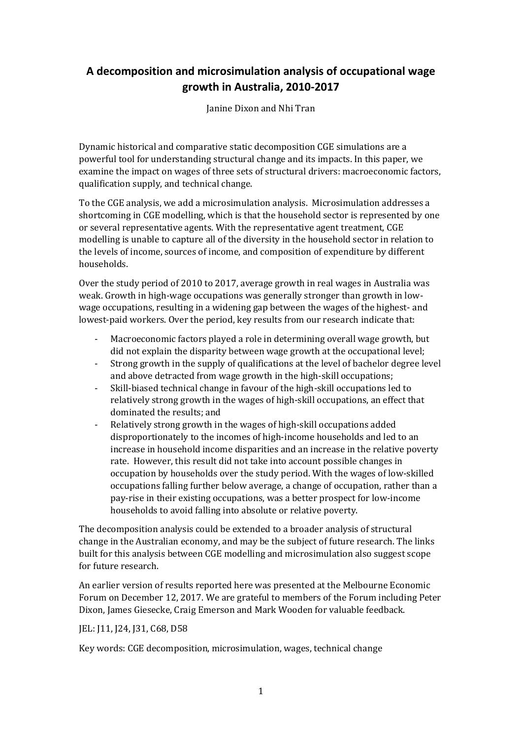# A decomposition and microsimulation analysis of occupational wage growth in Australia, 2010-2017

Janine Dixon and Nhi Tran

Dynamic historical and comparative static decomposition CGE simulations are a powerful tool for understanding structural change and its impacts. In this paper, we examine the impact on wages of three sets of structural drivers: macroeconomic factors, qualification supply, and technical change.

To the CGE analysis, we add a microsimulation analysis. Microsimulation addresses a shortcoming in CGE modelling, which is that the household sector is represented by one or several representative agents. With the representative agent treatment, CGE modelling is unable to capture all of the diversity in the household sector in relation to the levels of income, sources of income, and composition of expenditure by different households.

Over the study period of 2010 to 2017, average growth in real wages in Australia was weak. Growth in high-wage occupations was generally stronger than growth in low-wage occupations, resulting in a widening gap between the wages of the highest- and lowest-paid workers. Over the period, key results from our research indicate that:

- Macroeconomic factors played a role in determining overall wage growth, but did not explain the disparity between wage growth at the occupational level;
- Strong growth in the supply of qualifications at the level of bachelor degree level and above detracted from wage growth in the high-skill occupations;
- Skill-biased technical change in favour of the high-skill occupations led to relatively strong growth in the wages of high-skill occupations, an effect that dominated the results; and
- Relatively strong growth in the wages of high-skill occupations added disproportionately to the incomes of high-income households and led to an increase in household income disparities and an increase in the relative poverty rate. However, this result did not take into account possible changes in occupation by households over the study period. With the wages of low-skilled occupations falling further below average, a change of occupation, rather than a pay-rise in their existing occupations, was a better prospect for low-income households to avoid falling into absolute or relative poverty.

The decomposition analysis could be extended to a broader analysis of structural change in the Australian economy, and may be the subject of future research. The links built for this analysis between CGE modelling and microsimulation also suggest scope for future research.

An earlier version of results reported here was presented at the Melbourne Economic Forum on December 12, 2017. We are grateful to members of the Forum including Peter Dixon, James Giesecke, Craig Emerson and Mark Wooden for valuable feedback.

JEL: J11, J24, J31, C68, D58

Key words: CGE decomposition, microsimulation, wages, technical change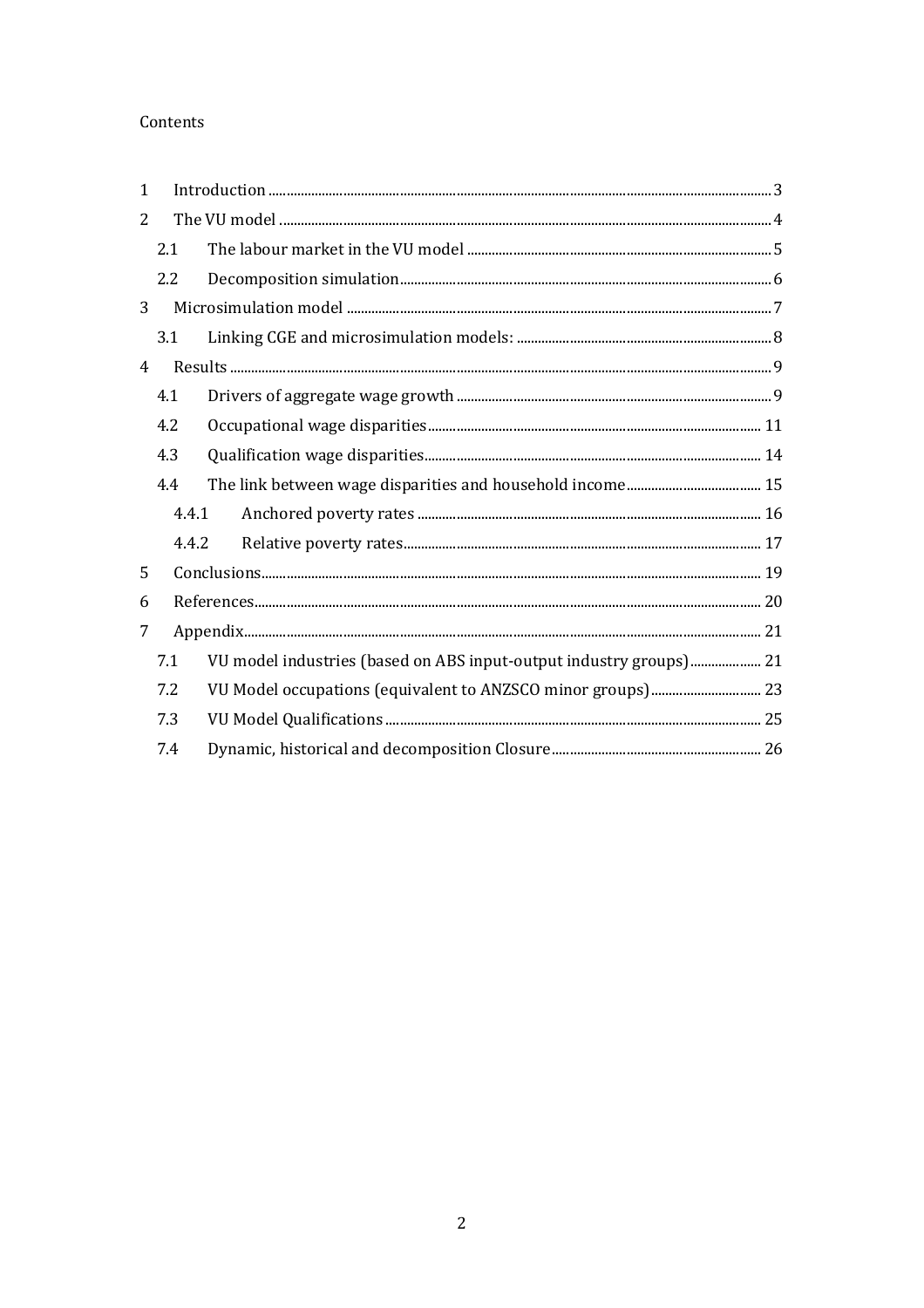Contents

- 1 Introduction ........ 3
- 2 The VU model ........ 4
  - 2.1 The labour market in the VU model ........ 5
  - 2.2 Decomposition simulation ........ 6
- 3 Microsimulation model ........ 7
  - 3.1 Linking CGE and microsimulation models: ........ 8
- 4 Results ........ 9
  - 4.1 Drivers of aggregate wage growth ........ 9
  - 4.2 Occupational wage disparities ........ 11
  - 4.3 Qualification wage disparities ........ 14
  - 4.4 The link between wage disparities and household income ........ 15
    - 4.4.1 Anchored poverty rates ........ 16
    - 4.4.2 Relative poverty rates ........ 17
- 5 Conclusions ........ 19
- 6 References ........ 20
- 7 Appendix ........ 21
  - 7.1 VU model industries (based on ABS input-output industry groups) ........ 21
  - 7.2 VU Model occupations (equivalent to ANZSCO minor groups) ........ 23
  - 7.3 VU Model Qualifications ........ 25
  - 7.4 Dynamic, historical and decomposition Closure ........ 26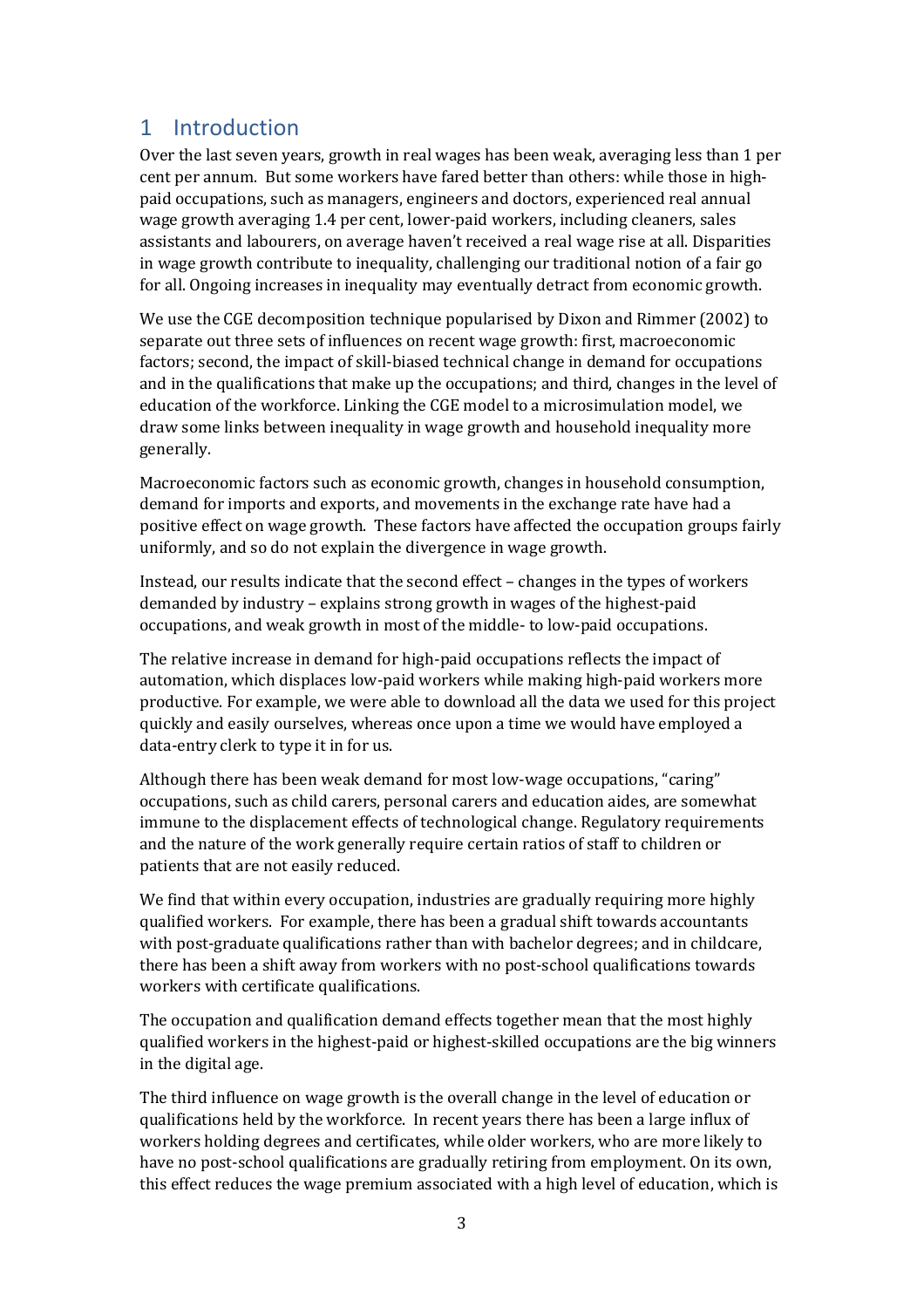## 1 Introduction

Over the last seven years, growth in real wages has been weak, averaging less than 1 per cent per annum. But some workers have fared better than others: while those in high-paid occupations, such as managers, engineers and doctors, experienced real annual wage growth averaging 1.4 per cent, lower-paid workers, including cleaners, sales assistants and labourers, on average haven't received a real wage rise at all. Disparities in wage growth contribute to inequality, challenging our traditional notion of a fair go for all. Ongoing increases in inequality may eventually detract from economic growth.

We use the CGE decomposition technique popularised by Dixon and Rimmer (2002) to separate out three sets of influences on recent wage growth: first, macroeconomic factors; second, the impact of skill-biased technical change in demand for occupations and in the qualifications that make up the occupations; and third, changes in the level of education of the workforce. Linking the CGE model to a microsimulation model, we draw some links between inequality in wage growth and household inequality more generally.

Macroeconomic factors such as economic growth, changes in household consumption, demand for imports and exports, and movements in the exchange rate have had a positive effect on wage growth. These factors have affected the occupation groups fairly uniformly, and so do not explain the divergence in wage growth.

Instead, our results indicate that the second effect – changes in the types of workers demanded by industry – explains strong growth in wages of the highest-paid occupations, and weak growth in most of the middle- to low-paid occupations.

The relative increase in demand for high-paid occupations reflects the impact of automation, which displaces low-paid workers while making high-paid workers more productive. For example, we were able to download all the data we used for this project quickly and easily ourselves, whereas once upon a time we would have employed a data-entry clerk to type it in for us.

Although there has been weak demand for most low-wage occupations, "caring" occupations, such as child carers, personal carers and education aides, are somewhat immune to the displacement effects of technological change. Regulatory requirements and the nature of the work generally require certain ratios of staff to children or patients that are not easily reduced.

We find that within every occupation, industries are gradually requiring more highly qualified workers. For example, there has been a gradual shift towards accountants with post-graduate qualifications rather than with bachelor degrees; and in childcare, there has been a shift away from workers with no post-school qualifications towards workers with certificate qualifications.

The occupation and qualification demand effects together mean that the most highly qualified workers in the highest-paid or highest-skilled occupations are the big winners in the digital age.

The third influence on wage growth is the overall change in the level of education or qualifications held by the workforce. In recent years there has been a large influx of workers holding degrees and certificates, while older workers, who are more likely to have no post-school qualifications are gradually retiring from employment. On its own, this effect reduces the wage premium associated with a high level of education, which is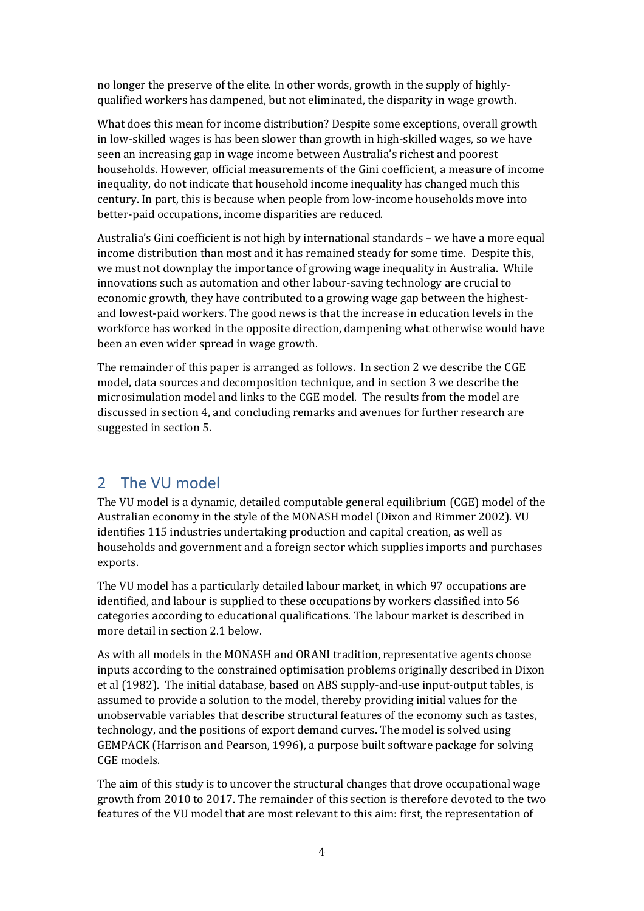no longer the preserve of the elite. In other words, growth in the supply of highly-qualified workers has dampened, but not eliminated, the disparity in wage growth.

What does this mean for income distribution? Despite some exceptions, overall growth in low-skilled wages is has been slower than growth in high-skilled wages, so we have seen an increasing gap in wage income between Australia's richest and poorest households. However, official measurements of the Gini coefficient, a measure of income inequality, do not indicate that household income inequality has changed much this century. In part, this is because when people from low-income households move into better-paid occupations, income disparities are reduced.

Australia's Gini coefficient is not high by international standards – we have a more equal income distribution than most and it has remained steady for some time. Despite this, we must not downplay the importance of growing wage inequality in Australia. While innovations such as automation and other labour-saving technology are crucial to economic growth, they have contributed to a growing wage gap between the highest- and lowest-paid workers. The good news is that the increase in education levels in the workforce has worked in the opposite direction, dampening what otherwise would have been an even wider spread in wage growth.

The remainder of this paper is arranged as follows. In section 2 we describe the CGE model, data sources and decomposition technique, and in section 3 we describe the microsimulation model and links to the CGE model. The results from the model are discussed in section 4, and concluding remarks and avenues for further research are suggested in section 5.

## 2 The VU model

The VU model is a dynamic, detailed computable general equilibrium (CGE) model of the Australian economy in the style of the MONASH model (Dixon and Rimmer 2002). VU identifies 115 industries undertaking production and capital creation, as well as households and government and a foreign sector which supplies imports and purchases exports.

The VU model has a particularly detailed labour market, in which 97 occupations are identified, and labour is supplied to these occupations by workers classified into 56 categories according to educational qualifications. The labour market is described in more detail in section 2.1 below.

As with all models in the MONASH and ORANI tradition, representative agents choose inputs according to the constrained optimisation problems originally described in Dixon et al (1982). The initial database, based on ABS supply-and-use input-output tables, is assumed to provide a solution to the model, thereby providing initial values for the unobservable variables that describe structural features of the economy such as tastes, technology, and the positions of export demand curves. The model is solved using GEMPACK (Harrison and Pearson, 1996), a purpose built software package for solving CGE models.

The aim of this study is to uncover the structural changes that drove occupational wage growth from 2010 to 2017. The remainder of this section is therefore devoted to the two features of the VU model that are most relevant to this aim: first, the representation of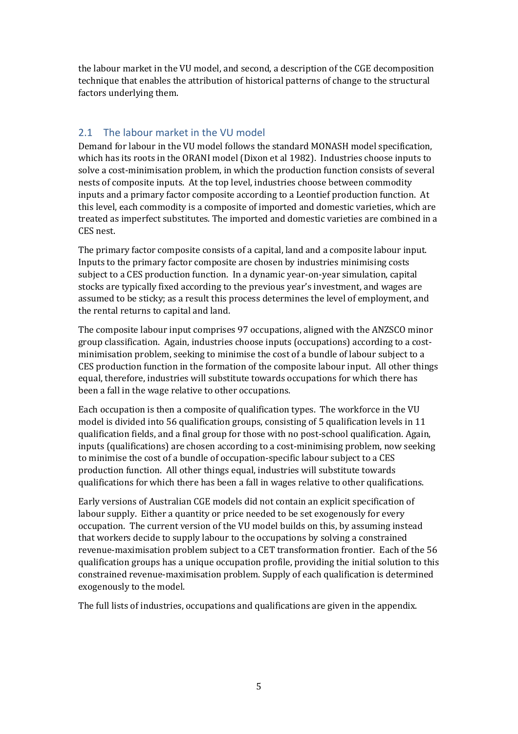the labour market in the VU model, and second, a description of the CGE decomposition technique that enables the attribution of historical patterns of change to the structural factors underlying them.

## 2.1 The labour market in the VU model

Demand for labour in the VU model follows the standard MONASH model specification, which has its roots in the ORANI model (Dixon et al 1982). Industries choose inputs to solve a cost-minimisation problem, in which the production function consists of several nests of composite inputs. At the top level, industries choose between commodity inputs and a primary factor composite according to a Leontief production function. At this level, each commodity is a composite of imported and domestic varieties, which are treated as imperfect substitutes. The imported and domestic varieties are combined in a CES nest.

The primary factor composite consists of a capital, land and a composite labour input. Inputs to the primary factor composite are chosen by industries minimising costs subject to a CES production function. In a dynamic year-on-year simulation, capital stocks are typically fixed according to the previous year's investment, and wages are assumed to be sticky; as a result this process determines the level of employment, and the rental returns to capital and land.

The composite labour input comprises 97 occupations, aligned with the ANZSCO minor group classification. Again, industries choose inputs (occupations) according to a cost-minimisation problem, seeking to minimise the cost of a bundle of labour subject to a CES production function in the formation of the composite labour input. All other things equal, therefore, industries will substitute towards occupations for which there has been a fall in the wage relative to other occupations.

Each occupation is then a composite of qualification types. The workforce in the VU model is divided into 56 qualification groups, consisting of 5 qualification levels in 11 qualification fields, and a final group for those with no post-school qualification. Again, inputs (qualifications) are chosen according to a cost-minimising problem, now seeking to minimise the cost of a bundle of occupation-specific labour subject to a CES production function. All other things equal, industries will substitute towards qualifications for which there has been a fall in wages relative to other qualifications.

Early versions of Australian CGE models did not contain an explicit specification of labour supply. Either a quantity or price needed to be set exogenously for every occupation. The current version of the VU model builds on this, by assuming instead that workers decide to supply labour to the occupations by solving a constrained revenue-maximisation problem subject to a CET transformation frontier. Each of the 56 qualification groups has a unique occupation profile, providing the initial solution to this constrained revenue-maximisation problem. Supply of each qualification is determined exogenously to the model.

The full lists of industries, occupations and qualifications are given in the appendix.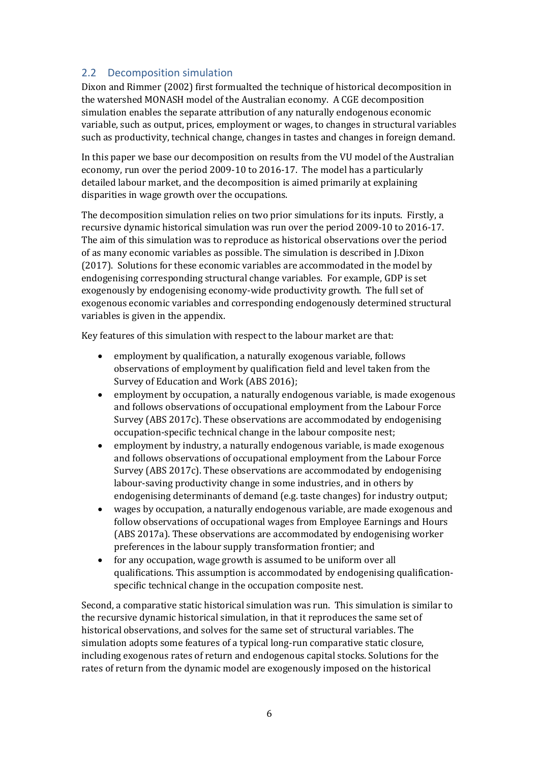## 2.2 Decomposition simulation

Dixon and Rimmer (2002) first formualted the technique of historical decomposition in the watershed MONASH model of the Australian economy. A CGE decomposition simulation enables the separate attribution of any naturally endogenous economic variable, such as output, prices, employment or wages, to changes in structural variables such as productivity, technical change, changes in tastes and changes in foreign demand.

In this paper we base our decomposition on results from the VU model of the Australian economy, run over the period 2009-10 to 2016-17. The model has a particularly detailed labour market, and the decomposition is aimed primarily at explaining disparities in wage growth over the occupations.

The decomposition simulation relies on two prior simulations for its inputs. Firstly, a recursive dynamic historical simulation was run over the period 2009-10 to 2016-17. The aim of this simulation was to reproduce as historical observations over the period of as many economic variables as possible. The simulation is described in J.Dixon (2017). Solutions for these economic variables are accommodated in the model by endogenising corresponding structural change variables. For example, GDP is set exogenously by endogenising economy-wide productivity growth. The full set of exogenous economic variables and corresponding endogenously determined structural variables is given in the appendix.

Key features of this simulation with respect to the labour market are that:

- employment by qualification, a naturally exogenous variable, follows observations of employment by qualification field and level taken from the Survey of Education and Work (ABS 2016);
- employment by occupation, a naturally endogenous variable, is made exogenous and follows observations of occupational employment from the Labour Force Survey (ABS 2017c). These observations are accommodated by endogenising occupation-specific technical change in the labour composite nest;
- employment by industry, a naturally endogenous variable, is made exogenous and follows observations of occupational employment from the Labour Force Survey (ABS 2017c). These observations are accommodated by endogenising labour-saving productivity change in some industries, and in others by endogenising determinants of demand (e.g. taste changes) for industry output;
- wages by occupation, a naturally endogenous variable, are made exogenous and follow observations of occupational wages from Employee Earnings and Hours (ABS 2017a). These observations are accommodated by endogenising worker preferences in the labour supply transformation frontier; and
- for any occupation, wage growth is assumed to be uniform over all qualifications. This assumption is accommodated by endogenising qualification-specific technical change in the occupation composite nest.

Second, a comparative static historical simulation was run. This simulation is similar to the recursive dynamic historical simulation, in that it reproduces the same set of historical observations, and solves for the same set of structural variables. The simulation adopts some features of a typical long-run comparative static closure, including exogenous rates of return and endogenous capital stocks. Solutions for the rates of return from the dynamic model are exogenously imposed on the historical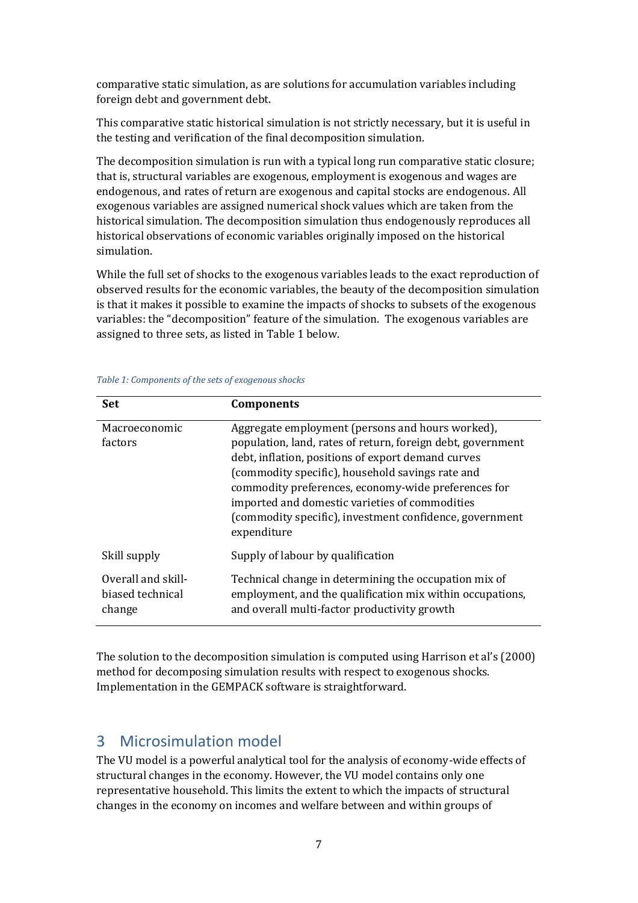comparative static simulation, as are solutions for accumulation variables including foreign debt and government debt.

This comparative static historical simulation is not strictly necessary, but it is useful in the testing and verification of the final decomposition simulation.

The decomposition simulation is run with a typical long run comparative static closure; that is, structural variables are exogenous, employment is exogenous and wages are endogenous, and rates of return are exogenous and capital stocks are endogenous. All exogenous variables are assigned numerical shock values which are taken from the historical simulation. The decomposition simulation thus endogenously reproduces all historical observations of economic variables originally imposed on the historical simulation.

While the full set of shocks to the exogenous variables leads to the exact reproduction of observed results for the economic variables, the beauty of the decomposition simulation is that it makes it possible to examine the impacts of shocks to subsets of the exogenous variables: the "decomposition" feature of the simulation. The exogenous variables are assigned to three sets, as listed in Table 1 below.

*Table 1: Components of the sets of exogenous shocks*

| Set | Components |
|---|---|
| Macroeconomic factors | Aggregate employment (persons and hours worked), population, land, rates of return, foreign debt, government debt, inflation, positions of export demand curves (commodity specific), household savings rate and commodity preferences, economy-wide preferences for imported and domestic varieties of commodities (commodity specific), investment confidence, government expenditure |
| Skill supply | Supply of labour by qualification |
| Overall and skill-biased technical change | Technical change in determining the occupation mix of employment, and the qualification mix within occupations, and overall multi-factor productivity growth |

The solution to the decomposition simulation is computed using Harrison et al's (2000) method for decomposing simulation results with respect to exogenous shocks. Implementation in the GEMPACK software is straightforward.

## 3 Microsimulation model

The VU model is a powerful analytical tool for the analysis of economy-wide effects of structural changes in the economy. However, the VU model contains only one representative household. This limits the extent to which the impacts of structural changes in the economy on incomes and welfare between and within groups of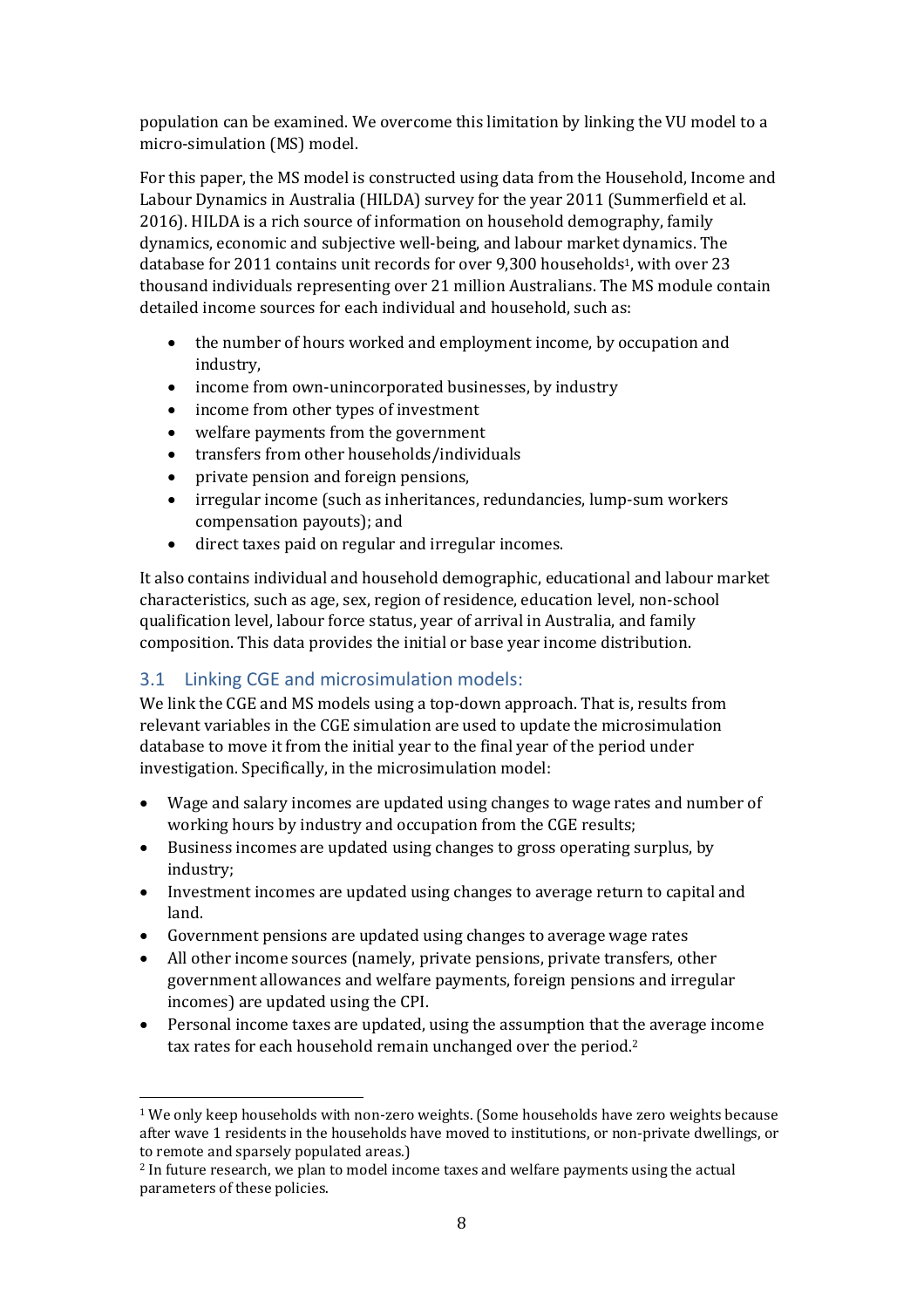population can be examined. We overcome this limitation by linking the VU model to a micro-simulation (MS) model.

For this paper, the MS model is constructed using data from the Household, Income and Labour Dynamics in Australia (HILDA) survey for the year 2011 (Summerfield et al. 2016). HILDA is a rich source of information on household demography, family dynamics, economic and subjective well-being, and labour market dynamics. The database for 2011 contains unit records for over 9,300 households[1], with over 23 thousand individuals representing over 21 million Australians. The MS module contain detailed income sources for each individual and household, such as:

- the number of hours worked and employment income, by occupation and industry,
- income from own-unincorporated businesses, by industry
- income from other types of investment
- welfare payments from the government
- transfers from other households/individuals
- private pension and foreign pensions,
- irregular income (such as inheritances, redundancies, lump-sum workers compensation payouts); and
- direct taxes paid on regular and irregular incomes.

It also contains individual and household demographic, educational and labour market characteristics, such as age, sex, region of residence, education level, non-school qualification level, labour force status, year of arrival in Australia, and family composition. This data provides the initial or base year income distribution.

## 3.1 Linking CGE and microsimulation models:

We link the CGE and MS models using a top-down approach. That is, results from relevant variables in the CGE simulation are used to update the microsimulation database to move it from the initial year to the final year of the period under investigation. Specifically, in the microsimulation model:

- Wage and salary incomes are updated using changes to wage rates and number of working hours by industry and occupation from the CGE results;
- Business incomes are updated using changes to gross operating surplus, by industry;
- Investment incomes are updated using changes to average return to capital and land.
- Government pensions are updated using changes to average wage rates
- All other income sources (namely, private pensions, private transfers, other government allowances and welfare payments, foreign pensions and irregular incomes) are updated using the CPI.
- Personal income taxes are updated, using the assumption that the average income tax rates for each household remain unchanged over the period.[2]

---

[1] We only keep households with non-zero weights. (Some households have zero weights because after wave 1 residents in the households have moved to institutions, or non-private dwellings, or to remote and sparsely populated areas.)

[2] In future research, we plan to model income taxes and welfare payments using the actual parameters of these policies.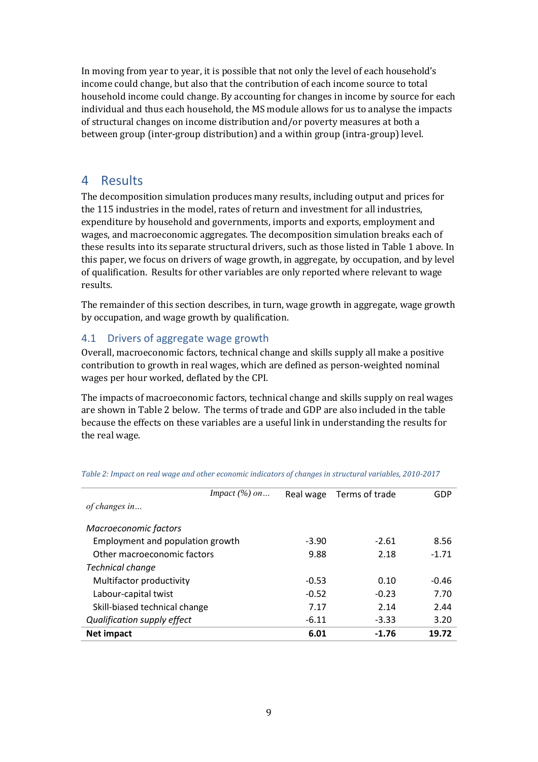In moving from year to year, it is possible that not only the level of each household's income could change, but also that the contribution of each income source to total household income could change. By accounting for changes in income by source for each individual and thus each household, the MS module allows for us to analyse the impacts of structural changes on income distribution and/or poverty measures at both a between group (inter-group distribution) and a within group (intra-group) level.

# 4 Results

The decomposition simulation produces many results, including output and prices for the 115 industries in the model, rates of return and investment for all industries, expenditure by household and governments, imports and exports, employment and wages, and macroeconomic aggregates. The decomposition simulation breaks each of these results into its separate structural drivers, such as those listed in Table 1 above. In this paper, we focus on drivers of wage growth, in aggregate, by occupation, and by level of qualification. Results for other variables are only reported where relevant to wage results.

The remainder of this section describes, in turn, wage growth in aggregate, wage growth by occupation, and wage growth by qualification.

## 4.1 Drivers of aggregate wage growth

Overall, macroeconomic factors, technical change and skills supply all make a positive contribution to growth in real wages, which are defined as person-weighted nominal wages per hour worked, deflated by the CPI.

The impacts of macroeconomic factors, technical change and skills supply on real wages are shown in Table 2 below. The terms of trade and GDP are also included in the table because the effects on these variables are a useful link in understanding the results for the real wage.

*Table 2: Impact on real wage and other economic indicators of changes in structural variables, 2010-2017*

| *Impact (%) on…* / *of changes in…* | Real wage | Terms of trade | GDP |
|---|---|---|---|
| *Macroeconomic factors* | | | |
| Employment and population growth | -3.90 | -2.61 | 8.56 |
| Other macroeconomic factors | 9.88 | 2.18 | -1.71 |
| *Technical change* | | | |
| Multifactor productivity | -0.53 | 0.10 | -0.46 |
| Labour-capital twist | -0.52 | -0.23 | 7.70 |
| Skill-biased technical change | 7.17 | 2.14 | 2.44 |
| *Qualification supply effect* | -6.11 | -3.33 | 3.20 |
| **Net impact** | **6.01** | **-1.76** | **19.72** |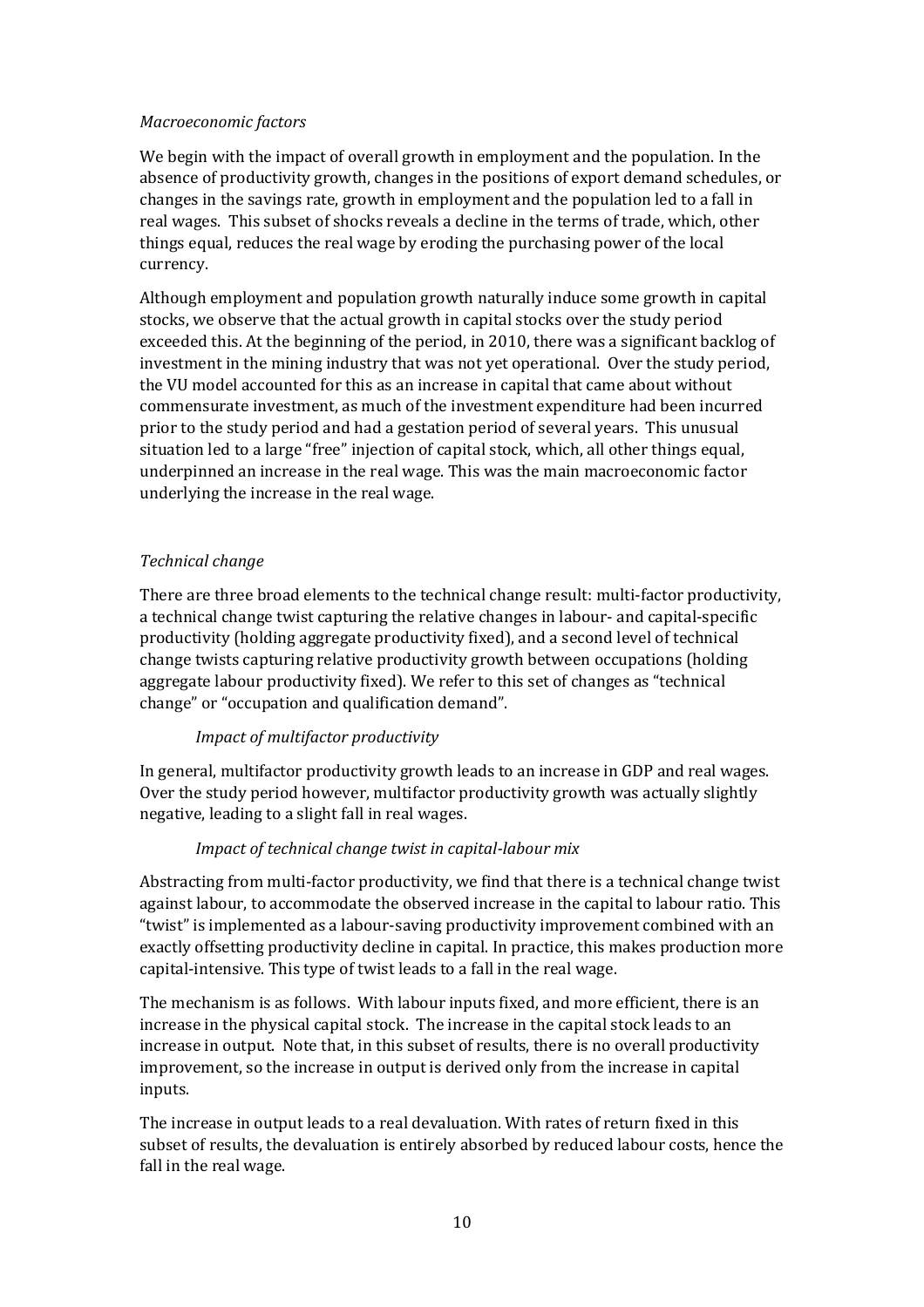*Macroeconomic factors*

We begin with the impact of overall growth in employment and the population. In the absence of productivity growth, changes in the positions of export demand schedules, or changes in the savings rate, growth in employment and the population led to a fall in real wages. This subset of shocks reveals a decline in the terms of trade, which, other things equal, reduces the real wage by eroding the purchasing power of the local currency.

Although employment and population growth naturally induce some growth in capital stocks, we observe that the actual growth in capital stocks over the study period exceeded this. At the beginning of the period, in 2010, there was a significant backlog of investment in the mining industry that was not yet operational. Over the study period, the VU model accounted for this as an increase in capital that came about without commensurate investment, as much of the investment expenditure had been incurred prior to the study period and had a gestation period of several years. This unusual situation led to a large "free" injection of capital stock, which, all other things equal, underpinned an increase in the real wage. This was the main macroeconomic factor underlying the increase in the real wage.

*Technical change*

There are three broad elements to the technical change result: multi-factor productivity, a technical change twist capturing the relative changes in labour- and capital-specific productivity (holding aggregate productivity fixed), and a second level of technical change twists capturing relative productivity growth between occupations (holding aggregate labour productivity fixed). We refer to this set of changes as "technical change" or "occupation and qualification demand".

*Impact of multifactor productivity*

In general, multifactor productivity growth leads to an increase in GDP and real wages. Over the study period however, multifactor productivity growth was actually slightly negative, leading to a slight fall in real wages.

*Impact of technical change twist in capital-labour mix*

Abstracting from multi-factor productivity, we find that there is a technical change twist against labour, to accommodate the observed increase in the capital to labour ratio. This "twist" is implemented as a labour-saving productivity improvement combined with an exactly offsetting productivity decline in capital. In practice, this makes production more capital-intensive. This type of twist leads to a fall in the real wage.

The mechanism is as follows. With labour inputs fixed, and more efficient, there is an increase in the physical capital stock. The increase in the capital stock leads to an increase in output. Note that, in this subset of results, there is no overall productivity improvement, so the increase in output is derived only from the increase in capital inputs.

The increase in output leads to a real devaluation. With rates of return fixed in this subset of results, the devaluation is entirely absorbed by reduced labour costs, hence the fall in the real wage.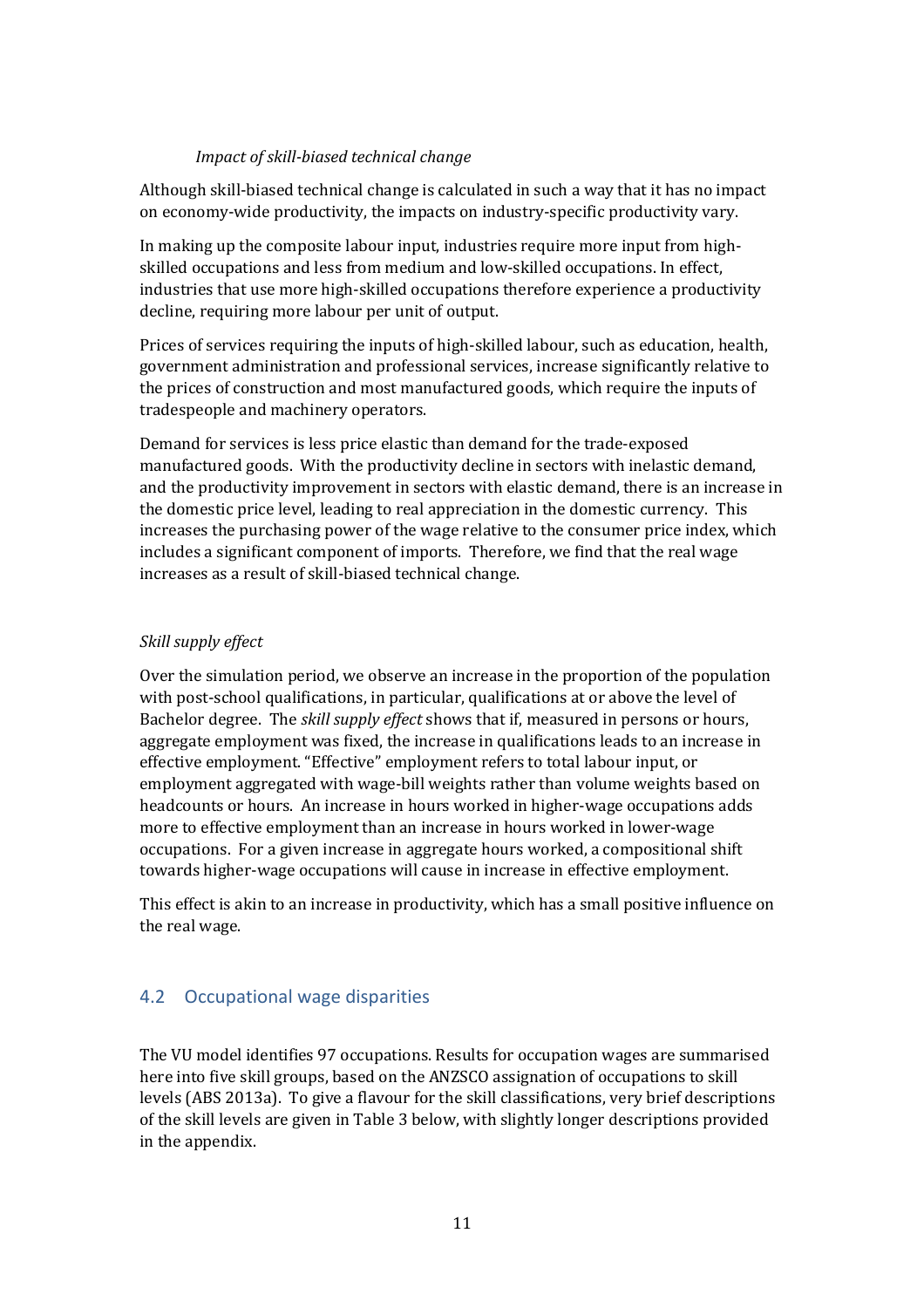*Impact of skill-biased technical change*

Although skill-biased technical change is calculated in such a way that it has no impact on economy-wide productivity, the impacts on industry-specific productivity vary.

In making up the composite labour input, industries require more input from high-skilled occupations and less from medium and low-skilled occupations. In effect, industries that use more high-skilled occupations therefore experience a productivity decline, requiring more labour per unit of output.

Prices of services requiring the inputs of high-skilled labour, such as education, health, government administration and professional services, increase significantly relative to the prices of construction and most manufactured goods, which require the inputs of tradespeople and machinery operators.

Demand for services is less price elastic than demand for the trade-exposed manufactured goods. With the productivity decline in sectors with inelastic demand, and the productivity improvement in sectors with elastic demand, there is an increase in the domestic price level, leading to real appreciation in the domestic currency. This increases the purchasing power of the wage relative to the consumer price index, which includes a significant component of imports. Therefore, we find that the real wage increases as a result of skill-biased technical change.

*Skill supply effect*

Over the simulation period, we observe an increase in the proportion of the population with post-school qualifications, in particular, qualifications at or above the level of Bachelor degree. The *skill supply effect* shows that if, measured in persons or hours, aggregate employment was fixed, the increase in qualifications leads to an increase in effective employment. "Effective" employment refers to total labour input, or employment aggregated with wage-bill weights rather than volume weights based on headcounts or hours. An increase in hours worked in higher-wage occupations adds more to effective employment than an increase in hours worked in lower-wage occupations. For a given increase in aggregate hours worked, a compositional shift towards higher-wage occupations will cause in increase in effective employment.

This effect is akin to an increase in productivity, which has a small positive influence on the real wage.

## 4.2 Occupational wage disparities

The VU model identifies 97 occupations. Results for occupation wages are summarised here into five skill groups, based on the ANZSCO assignation of occupations to skill levels (ABS 2013a). To give a flavour for the skill classifications, very brief descriptions of the skill levels are given in Table 3 below, with slightly longer descriptions provided in the appendix.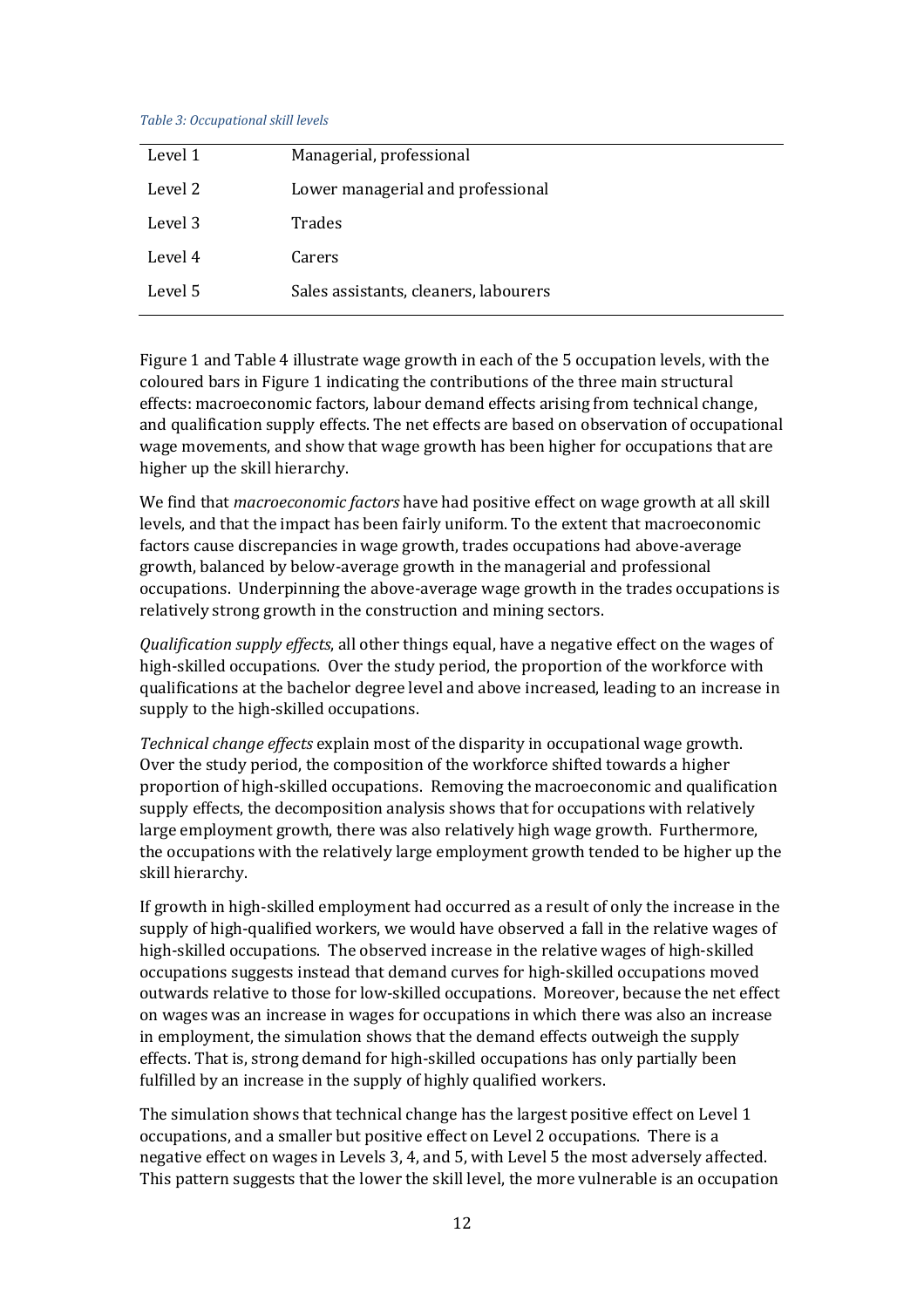*Table 3: Occupational skill levels*

| | |
|---|---|
| Level 1 | Managerial, professional |
| Level 2 | Lower managerial and professional |
| Level 3 | Trades |
| Level 4 | Carers |
| Level 5 | Sales assistants, cleaners, labourers |

Figure 1 and Table 4 illustrate wage growth in each of the 5 occupation levels, with the coloured bars in Figure 1 indicating the contributions of the three main structural effects: macroeconomic factors, labour demand effects arising from technical change, and qualification supply effects. The net effects are based on observation of occupational wage movements, and show that wage growth has been higher for occupations that are higher up the skill hierarchy.

We find that *macroeconomic factors* have had positive effect on wage growth at all skill levels, and that the impact has been fairly uniform. To the extent that macroeconomic factors cause discrepancies in wage growth, trades occupations had above-average growth, balanced by below-average growth in the managerial and professional occupations. Underpinning the above-average wage growth in the trades occupations is relatively strong growth in the construction and mining sectors.

*Qualification supply effects*, all other things equal, have a negative effect on the wages of high-skilled occupations. Over the study period, the proportion of the workforce with qualifications at the bachelor degree level and above increased, leading to an increase in supply to the high-skilled occupations.

*Technical change effects* explain most of the disparity in occupational wage growth. Over the study period, the composition of the workforce shifted towards a higher proportion of high-skilled occupations. Removing the macroeconomic and qualification supply effects, the decomposition analysis shows that for occupations with relatively large employment growth, there was also relatively high wage growth. Furthermore, the occupations with the relatively large employment growth tended to be higher up the skill hierarchy.

If growth in high-skilled employment had occurred as a result of only the increase in the supply of high-qualified workers, we would have observed a fall in the relative wages of high-skilled occupations. The observed increase in the relative wages of high-skilled occupations suggests instead that demand curves for high-skilled occupations moved outwards relative to those for low-skilled occupations. Moreover, because the net effect on wages was an increase in wages for occupations in which there was also an increase in employment, the simulation shows that the demand effects outweigh the supply effects. That is, strong demand for high-skilled occupations has only partially been fulfilled by an increase in the supply of highly qualified workers.

The simulation shows that technical change has the largest positive effect on Level 1 occupations, and a smaller but positive effect on Level 2 occupations. There is a negative effect on wages in Levels 3, 4, and 5, with Level 5 the most adversely affected. This pattern suggests that the lower the skill level, the more vulnerable is an occupation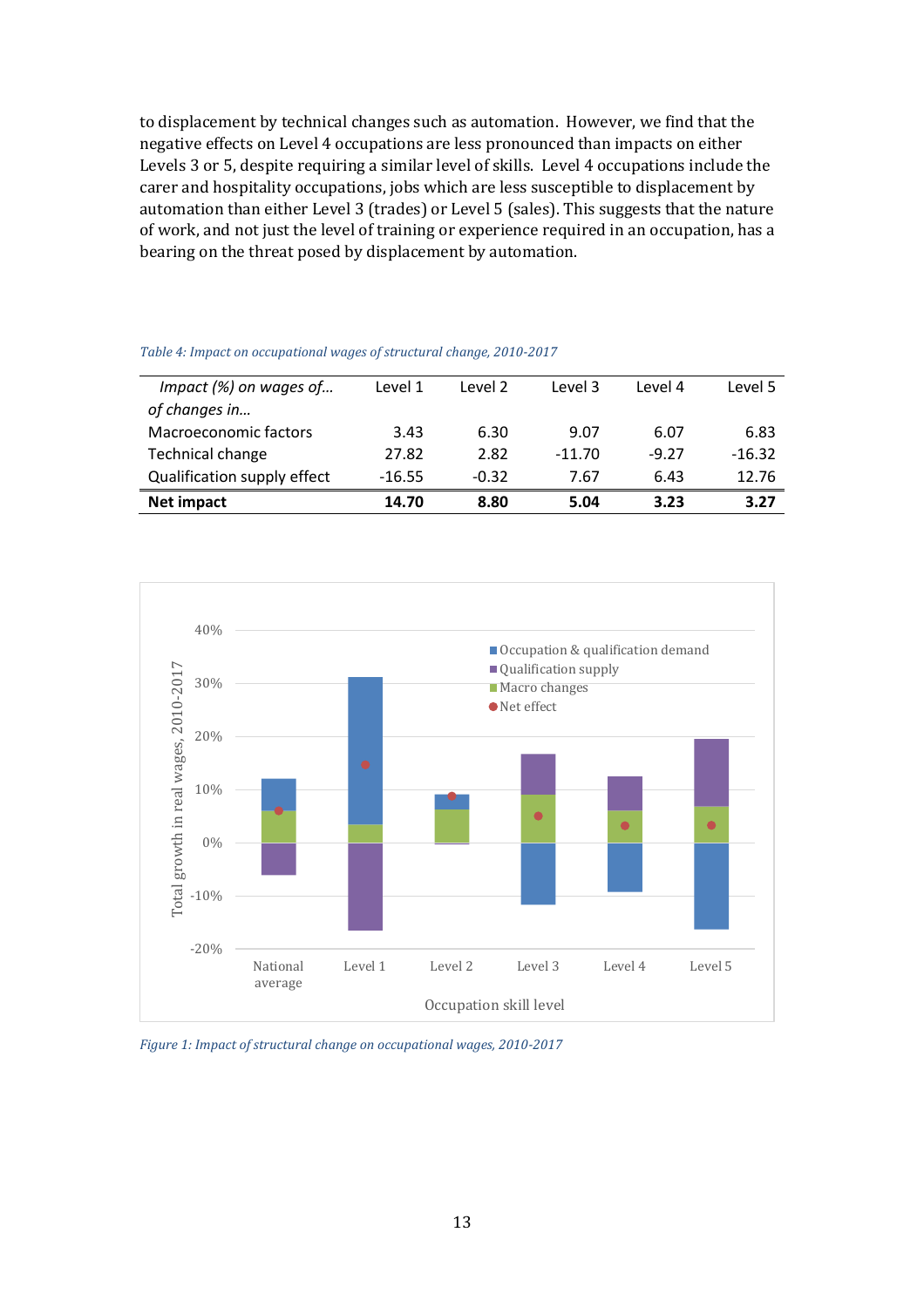to displacement by technical changes such as automation. However, we find that the negative effects on Level 4 occupations are less pronounced than impacts on either Levels 3 or 5, despite requiring a similar level of skills. Level 4 occupations include the carer and hospitality occupations, jobs which are less susceptible to displacement by automation than either Level 3 (trades) or Level 5 (sales). This suggests that the nature of work, and not just the level of training or experience required in an occupation, has a bearing on the threat posed by displacement by automation.

*Table 4: Impact on occupational wages of structural change, 2010-2017*

| *Impact (%) on wages of… of changes in…* | Level 1 | Level 2 | Level 3 | Level 4 | Level 5 |
|---|---|---|---|---|---|
| Macroeconomic factors | 3.43 | 6.30 | 9.07 | 6.07 | 6.83 |
| Technical change | 27.82 | 2.82 | -11.70 | -9.27 | -16.32 |
| Qualification supply effect | -16.55 | -0.32 | 7.67 | 6.43 | 12.76 |
| **Net impact** | **14.70** | **8.80** | **5.04** | **3.23** | **3.27** |

*Figure 1: Impact of structural change on occupational wages, 2010-2017*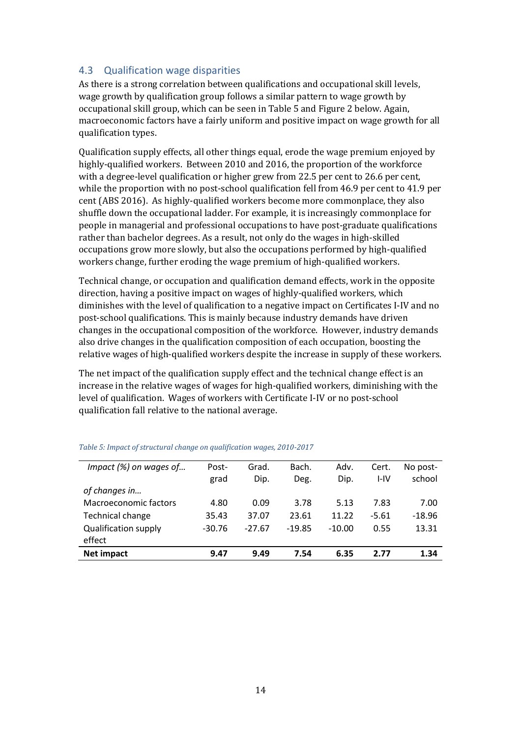### 4.3 Qualification wage disparities

As there is a strong correlation between qualifications and occupational skill levels, wage growth by qualification group follows a similar pattern to wage growth by occupational skill group, which can be seen in Table 5 and Figure 2 below. Again, macroeconomic factors have a fairly uniform and positive impact on wage growth for all qualification types.

Qualification supply effects, all other things equal, erode the wage premium enjoyed by highly-qualified workers. Between 2010 and 2016, the proportion of the workforce with a degree-level qualification or higher grew from 22.5 per cent to 26.6 per cent, while the proportion with no post-school qualification fell from 46.9 per cent to 41.9 per cent (ABS 2016). As highly-qualified workers become more commonplace, they also shuffle down the occupational ladder. For example, it is increasingly commonplace for people in managerial and professional occupations to have post-graduate qualifications rather than bachelor degrees. As a result, not only do the wages in high-skilled occupations grow more slowly, but also the occupations performed by high-qualified workers change, further eroding the wage premium of high-qualified workers.

Technical change, or occupation and qualification demand effects, work in the opposite direction, having a positive impact on wages of highly-qualified workers, which diminishes with the level of qualification to a negative impact on Certificates I-IV and no post-school qualifications. This is mainly because industry demands have driven changes in the occupational composition of the workforce. However, industry demands also drive changes in the qualification composition of each occupation, boosting the relative wages of high-qualified workers despite the increase in supply of these workers.

The net impact of the qualification supply effect and the technical change effect is an increase in the relative wages of wages for high-qualified workers, diminishing with the level of qualification. Wages of workers with Certificate I-IV or no post-school qualification fall relative to the national average.

*Table 5: Impact of structural change on qualification wages, 2010-2017*

| *Impact (%) on wages of…* | Post-grad | Grad. Dip. | Bach. Deg. | Adv. Dip. | Cert. I-IV | No post-school |
|---|---|---|---|---|---|---|
| *of changes in…* | | | | | | |
| Macroeconomic factors | 4.80 | 0.09 | 3.78 | 5.13 | 7.83 | 7.00 |
| Technical change | 35.43 | 37.07 | 23.61 | 11.22 | -5.61 | -18.96 |
| Qualification supply effect | -30.76 | -27.67 | -19.85 | -10.00 | 0.55 | 13.31 |
| **Net impact** | **9.47** | **9.49** | **7.54** | **6.35** | **2.77** | **1.34** |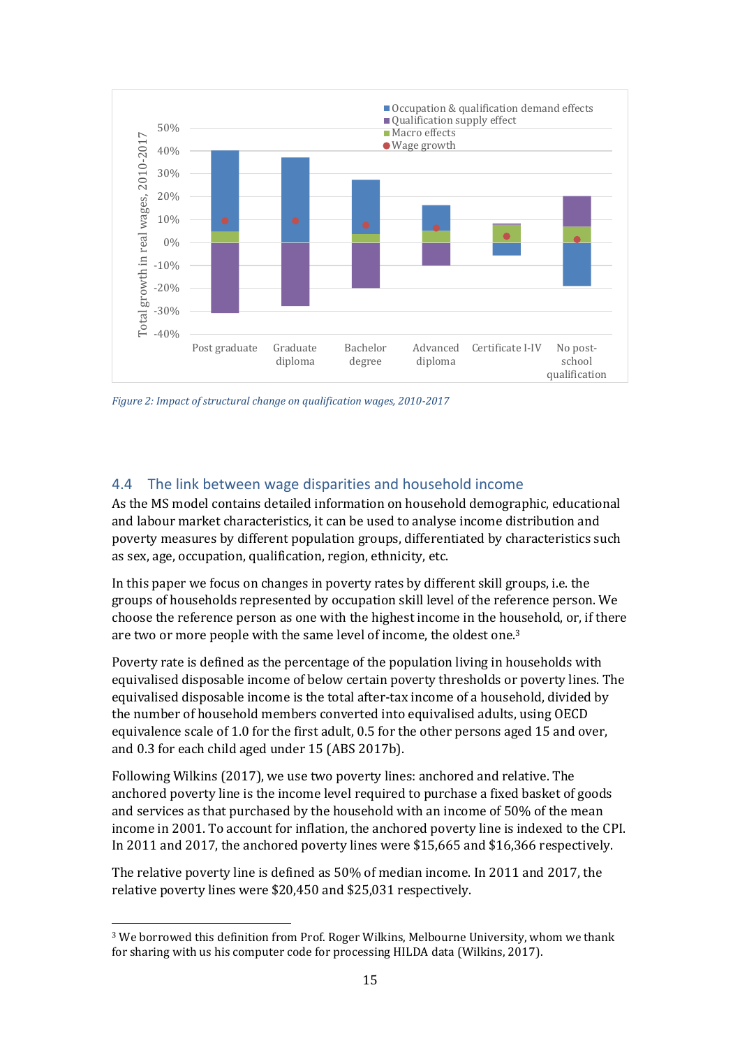Figure 2: Impact of structural change on qualification wages, 2010-2017

## 4.4 The link between wage disparities and household income

As the MS model contains detailed information on household demographic, educational and labour market characteristics, it can be used to analyse income distribution and poverty measures by different population groups, differentiated by characteristics such as sex, age, occupation, qualification, region, ethnicity, etc.

In this paper we focus on changes in poverty rates by different skill groups, i.e. the groups of households represented by occupation skill level of the reference person. We choose the reference person as one with the highest income in the household, or, if there are two or more people with the same level of income, the oldest one.[3]

Poverty rate is defined as the percentage of the population living in households with equivalised disposable income of below certain poverty thresholds or poverty lines. The equivalised disposable income is the total after-tax income of a household, divided by the number of household members converted into equivalised adults, using OECD equivalence scale of 1.0 for the first adult, 0.5 for the other persons aged 15 and over, and 0.3 for each child aged under 15 (ABS 2017b).

Following Wilkins (2017), we use two poverty lines: anchored and relative. The anchored poverty line is the income level required to purchase a fixed basket of goods and services as that purchased by the household with an income of 50% of the mean income in 2001. To account for inflation, the anchored poverty line is indexed to the CPI. In 2011 and 2017, the anchored poverty lines were $15,665 and $16,366 respectively.

The relative poverty line is defined as 50% of median income. In 2011 and 2017, the relative poverty lines were $20,450 and $25,031 respectively.

[3] We borrowed this definition from Prof. Roger Wilkins, Melbourne University, whom we thank for sharing with us his computer code for processing HILDA data (Wilkins, 2017).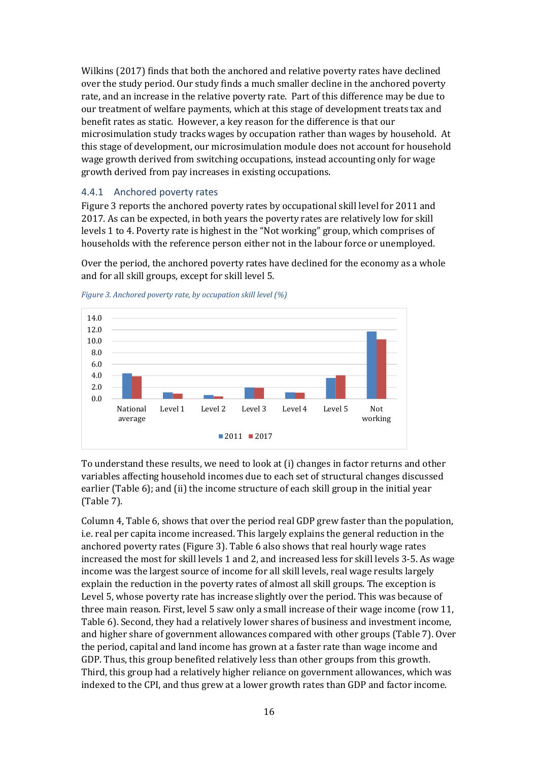Wilkins (2017) finds that both the anchored and relative poverty rates have declined over the study period. Our study finds a much smaller decline in the anchored poverty rate, and an increase in the relative poverty rate. Part of this difference may be due to our treatment of welfare payments, which at this stage of development treats tax and benefit rates as static. However, a key reason for the difference is that our microsimulation study tracks wages by occupation rather than wages by household. At this stage of development, our microsimulation module does not account for household wage growth derived from switching occupations, instead accounting only for wage growth derived from pay increases in existing occupations.

### 4.4.1 Anchored poverty rates

Figure 3 reports the anchored poverty rates by occupational skill level for 2011 and 2017. As can be expected, in both years the poverty rates are relatively low for skill levels 1 to 4. Poverty rate is highest in the "Not working" group, which comprises of households with the reference person either not in the labour force or unemployed.

Over the period, the anchored poverty rates have declined for the economy as a whole and for all skill groups, except for skill level 5.

*Figure 3. Anchored poverty rate, by occupation skill level (%)*

To understand these results, we need to look at (i) changes in factor returns and other variables affecting household incomes due to each set of structural changes discussed earlier (Table 6); and (ii) the income structure of each skill group in the initial year (Table 7).

Column 4, Table 6, shows that over the period real GDP grew faster than the population, i.e. real per capita income increased. This largely explains the general reduction in the anchored poverty rates (Figure 3). Table 6 also shows that real hourly wage rates increased the most for skill levels 1 and 2, and increased less for skill levels 3-5. As wage income was the largest source of income for all skill levels, real wage results largely explain the reduction in the poverty rates of almost all skill groups. The exception is Level 5, whose poverty rate has increase slightly over the period. This was because of three main reason. First, level 5 saw only a small increase of their wage income (row 11, Table 6). Second, they had a relatively lower shares of business and investment income, and higher share of government allowances compared with other groups (Table 7). Over the period, capital and land income has grown at a faster rate than wage income and GDP. Thus, this group benefited relatively less than other groups from this growth. Third, this group had a relatively higher reliance on government allowances, which was indexed to the CPI, and thus grew at a lower growth rates than GDP and factor income.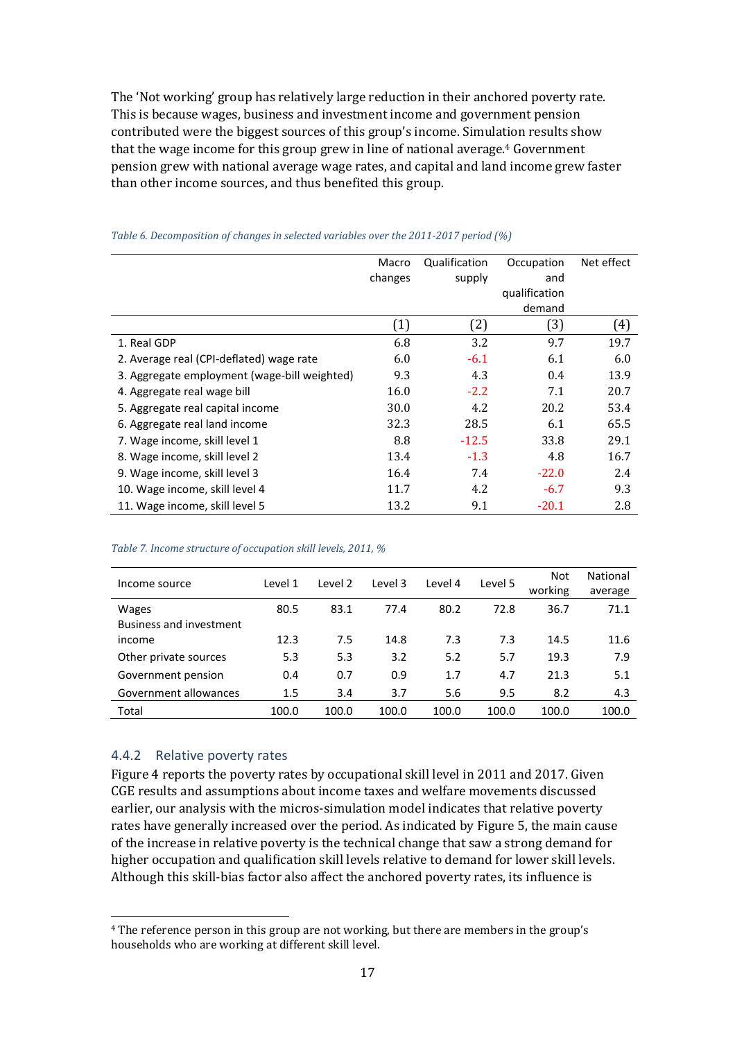The 'Not working' group has relatively large reduction in their anchored poverty rate. This is because wages, business and investment income and government pension contributed were the biggest sources of this group's income. Simulation results show that the wage income for this group grew in line of national average.[4] Government pension grew with national average wage rates, and capital and land income grew faster than other income sources, and thus benefited this group.

*Table 6. Decomposition of changes in selected variables over the 2011-2017 period (%)*

| | Macro changes | Qualification supply | Occupation and qualification demand | Net effect |
|---|---|---|---|---|
| | (1) | (2) | (3) | (4) |
| 1. Real GDP | 6.8 | 3.2 | 9.7 | 19.7 |
| 2. Average real (CPI-deflated) wage rate | 6.0 | -6.1 | 6.1 | 6.0 |
| 3. Aggregate employment (wage-bill weighted) | 9.3 | 4.3 | 0.4 | 13.9 |
| 4. Aggregate real wage bill | 16.0 | -2.2 | 7.1 | 20.7 |
| 5. Aggregate real capital income | 30.0 | 4.2 | 20.2 | 53.4 |
| 6. Aggregate real land income | 32.3 | 28.5 | 6.1 | 65.5 |
| 7. Wage income, skill level 1 | 8.8 | -12.5 | 33.8 | 29.1 |
| 8. Wage income, skill level 2 | 13.4 | -1.3 | 4.8 | 16.7 |
| 9. Wage income, skill level 3 | 16.4 | 7.4 | -22.0 | 2.4 |
| 10. Wage income, skill level 4 | 11.7 | 4.2 | -6.7 | 9.3 |
| 11. Wage income, skill level 5 | 13.2 | 9.1 | -20.1 | 2.8 |

*Table 7. Income structure of occupation skill levels, 2011, %*

| Income source | Level 1 | Level 2 | Level 3 | Level 4 | Level 5 | Not working | National average |
|---|---|---|---|---|---|---|---|
| Wages | 80.5 | 83.1 | 77.4 | 80.2 | 72.8 | 36.7 | 71.1 |
| Business and investment income | 12.3 | 7.5 | 14.8 | 7.3 | 7.3 | 14.5 | 11.6 |
| Other private sources | 5.3 | 5.3 | 3.2 | 5.2 | 5.7 | 19.3 | 7.9 |
| Government pension | 0.4 | 0.7 | 0.9 | 1.7 | 4.7 | 21.3 | 5.1 |
| Government allowances | 1.5 | 3.4 | 3.7 | 5.6 | 9.5 | 8.2 | 4.3 |
| Total | 100.0 | 100.0 | 100.0 | 100.0 | 100.0 | 100.0 | 100.0 |

### 4.4.2 Relative poverty rates

Figure 4 reports the poverty rates by occupational skill level in 2011 and 2017. Given CGE results and assumptions about income taxes and welfare movements discussed earlier, our analysis with the micros-simulation model indicates that relative poverty rates have generally increased over the period. As indicated by Figure 5, the main cause of the increase in relative poverty is the technical change that saw a strong demand for higher occupation and qualification skill levels relative to demand for lower skill levels. Although this skill-bias factor also affect the anchored poverty rates, its influence is

[4] The reference person in this group are not working, but there are members in the group's households who are working at different skill level.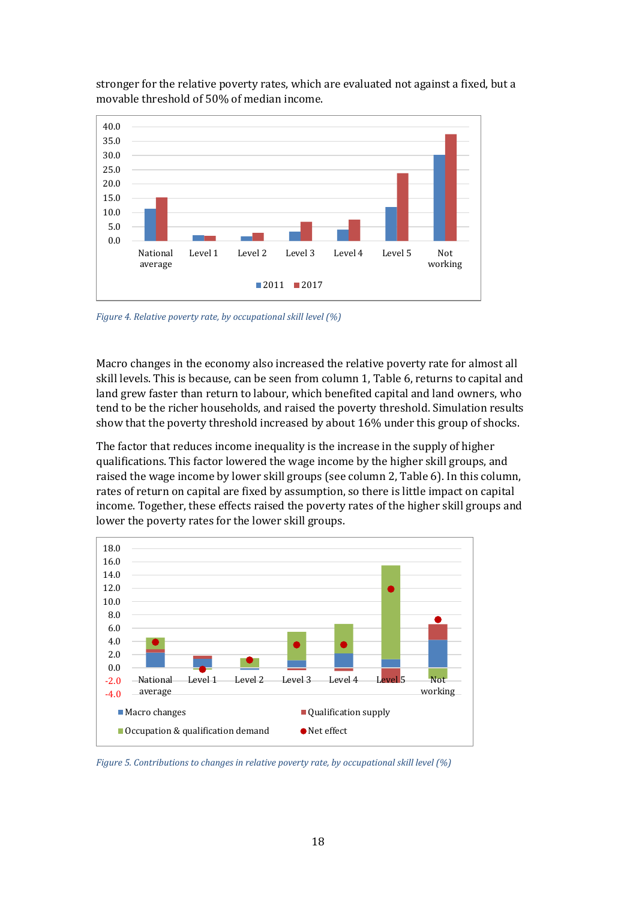stronger for the relative poverty rates, which are evaluated not against a fixed, but a movable threshold of 50% of median income.

*Figure 4. Relative poverty rate, by occupational skill level (%)*

Macro changes in the economy also increased the relative poverty rate for almost all skill levels. This is because, can be seen from column 1, Table 6, returns to capital and land grew faster than return to labour, which benefited capital and land owners, who tend to be the richer households, and raised the poverty threshold. Simulation results show that the poverty threshold increased by about 16% under this group of shocks.

The factor that reduces income inequality is the increase in the supply of higher qualifications. This factor lowered the wage income by the higher skill groups, and raised the wage income by lower skill groups (see column 2, Table 6). In this column, rates of return on capital are fixed by assumption, so there is little impact on capital income. Together, these effects raised the poverty rates of the higher skill groups and lower the poverty rates for the lower skill groups.

*Figure 5. Contributions to changes in relative poverty rate, by occupational skill level (%)*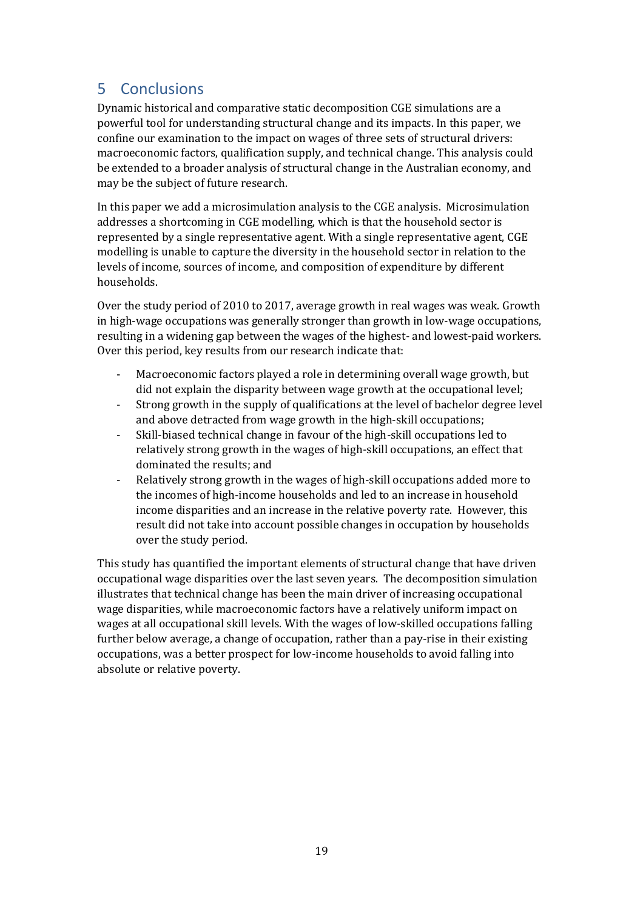## 5 Conclusions

Dynamic historical and comparative static decomposition CGE simulations are a powerful tool for understanding structural change and its impacts. In this paper, we confine our examination to the impact on wages of three sets of structural drivers: macroeconomic factors, qualification supply, and technical change. This analysis could be extended to a broader analysis of structural change in the Australian economy, and may be the subject of future research.

In this paper we add a microsimulation analysis to the CGE analysis. Microsimulation addresses a shortcoming in CGE modelling, which is that the household sector is represented by a single representative agent. With a single representative agent, CGE modelling is unable to capture the diversity in the household sector in relation to the levels of income, sources of income, and composition of expenditure by different households.

Over the study period of 2010 to 2017, average growth in real wages was weak. Growth in high-wage occupations was generally stronger than growth in low-wage occupations, resulting in a widening gap between the wages of the highest- and lowest-paid workers. Over this period, key results from our research indicate that:

- Macroeconomic factors played a role in determining overall wage growth, but did not explain the disparity between wage growth at the occupational level;
- Strong growth in the supply of qualifications at the level of bachelor degree level and above detracted from wage growth in the high-skill occupations;
- Skill-biased technical change in favour of the high-skill occupations led to relatively strong growth in the wages of high-skill occupations, an effect that dominated the results; and
- Relatively strong growth in the wages of high-skill occupations added more to the incomes of high-income households and led to an increase in household income disparities and an increase in the relative poverty rate. However, this result did not take into account possible changes in occupation by households over the study period.

This study has quantified the important elements of structural change that have driven occupational wage disparities over the last seven years. The decomposition simulation illustrates that technical change has been the main driver of increasing occupational wage disparities, while macroeconomic factors have a relatively uniform impact on wages at all occupational skill levels. With the wages of low-skilled occupations falling further below average, a change of occupation, rather than a pay-rise in their existing occupations, was a better prospect for low-income households to avoid falling into absolute or relative poverty.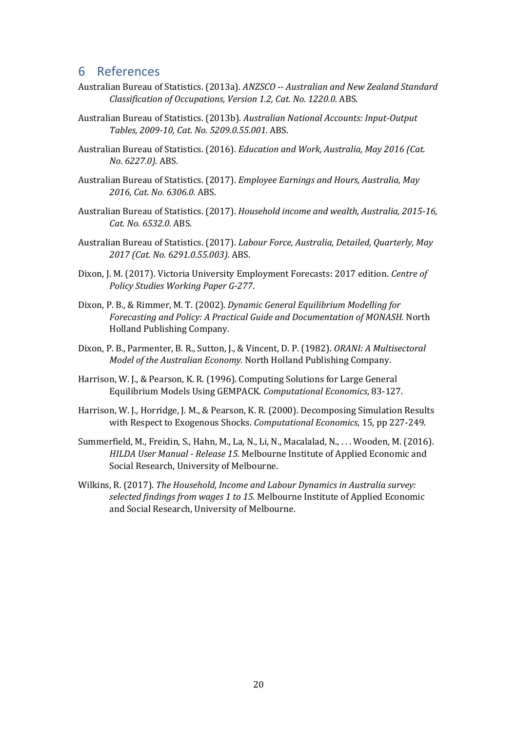## 6 References

Australian Bureau of Statistics. (2013a). *ANZSCO -- Australian and New Zealand Standard Classification of Occupations, Version 1.2, Cat. No. 1220.0.* ABS.

Australian Bureau of Statistics. (2013b). *Australian National Accounts: Input-Output Tables, 2009-10, Cat. No. 5209.0.55.001.* ABS.

Australian Bureau of Statistics. (2016). *Education and Work, Australia, May 2016 (Cat. No. 6227.0).* ABS.

Australian Bureau of Statistics. (2017). *Employee Earnings and Hours, Australia, May 2016, Cat. No. 6306.0.* ABS.

Australian Bureau of Statistics. (2017). *Household income and wealth, Australia, 2015-16, Cat. No. 6532.0.* ABS.

Australian Bureau of Statistics. (2017). *Labour Force, Australia, Detailed, Quarterly, May 2017 (Cat. No. 6291.0.55.003).* ABS.

Dixon, J. M. (2017). Victoria University Employment Forecasts: 2017 edition. *Centre of Policy Studies Working Paper G-277*.

Dixon, P. B., & Rimmer, M. T. (2002). *Dynamic General Equilibrium Modelling for Forecasting and Policy: A Practical Guide and Documentation of MONASH.* North Holland Publishing Company.

Dixon, P. B., Parmenter, B. R., Sutton, J., & Vincent, D. P. (1982). *ORANI: A Multisectoral Model of the Australian Economy.* North Holland Publishing Company.

Harrison, W. J., & Pearson, K. R. (1996). Computing Solutions for Large General Equilibrium Models Using GEMPACK. *Computational Economics*, 83-127.

Harrison, W. J., Horridge, J. M., & Pearson, K. R. (2000). Decomposing Simulation Results with Respect to Exogenous Shocks. *Computational Economics*, 15, pp 227-249.

Summerfield, M., Freidin, S., Hahn, M., La, N., Li, N., Macalalad, N., . . . Wooden, M. (2016). *HILDA User Manual - Release 15.* Melbourne Institute of Applied Economic and Social Research, University of Melbourne.

Wilkins, R. (2017). *The Household, Income and Labour Dynamics in Australia survey: selected findings from wages 1 to 15.* Melbourne Institute of Applied Economic and Social Research, University of Melbourne.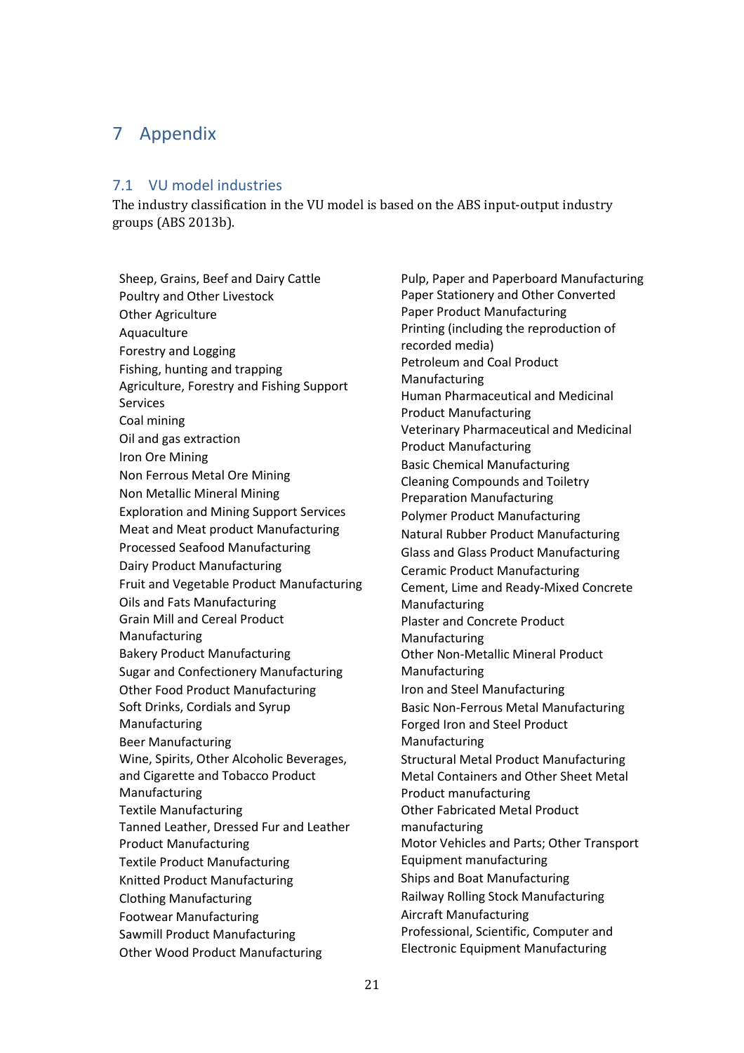# 7 Appendix

## 7.1 VU model industries

The industry classification in the VU model is based on the ABS input-output industry groups (ABS 2013b).

Sheep, Grains, Beef and Dairy Cattle
Poultry and Other Livestock
Other Agriculture
Aquaculture
Forestry and Logging
Fishing, hunting and trapping
Agriculture, Forestry and Fishing Support Services
Coal mining
Oil and gas extraction
Iron Ore Mining
Non Ferrous Metal Ore Mining
Non Metallic Mineral Mining
Exploration and Mining Support Services
Meat and Meat product Manufacturing
Processed Seafood Manufacturing
Dairy Product Manufacturing
Fruit and Vegetable Product Manufacturing
Oils and Fats Manufacturing
Grain Mill and Cereal Product Manufacturing
Bakery Product Manufacturing
Sugar and Confectionery Manufacturing
Other Food Product Manufacturing
Soft Drinks, Cordials and Syrup Manufacturing
Beer Manufacturing
Wine, Spirits, Other Alcoholic Beverages, and Cigarette and Tobacco Product Manufacturing
Textile Manufacturing
Tanned Leather, Dressed Fur and Leather Product Manufacturing
Textile Product Manufacturing
Knitted Product Manufacturing
Clothing Manufacturing
Footwear Manufacturing
Sawmill Product Manufacturing
Other Wood Product Manufacturing
Pulp, Paper and Paperboard Manufacturing
Paper Stationery and Other Converted Paper Product Manufacturing
Printing (including the reproduction of recorded media)
Petroleum and Coal Product Manufacturing
Human Pharmaceutical and Medicinal Product Manufacturing
Veterinary Pharmaceutical and Medicinal Product Manufacturing
Basic Chemical Manufacturing
Cleaning Compounds and Toiletry Preparation Manufacturing
Polymer Product Manufacturing
Natural Rubber Product Manufacturing
Glass and Glass Product Manufacturing
Ceramic Product Manufacturing
Cement, Lime and Ready-Mixed Concrete Manufacturing
Plaster and Concrete Product Manufacturing
Other Non-Metallic Mineral Product Manufacturing
Iron and Steel Manufacturing
Basic Non-Ferrous Metal Manufacturing
Forged Iron and Steel Product Manufacturing
Structural Metal Product Manufacturing
Metal Containers and Other Sheet Metal Product manufacturing
Other Fabricated Metal Product manufacturing
Motor Vehicles and Parts; Other Transport Equipment manufacturing
Ships and Boat Manufacturing
Railway Rolling Stock Manufacturing
Aircraft Manufacturing
Professional, Scientific, Computer and Electronic Equipment Manufacturing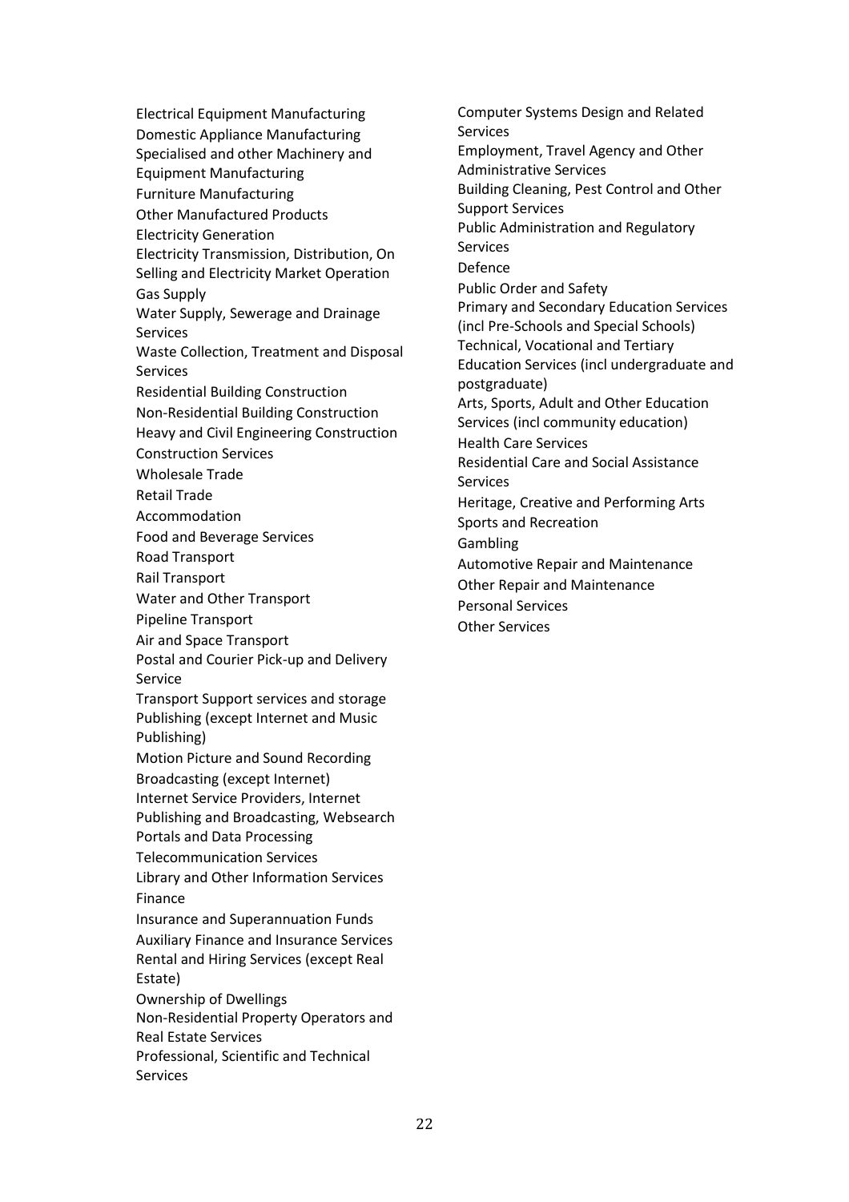Electrical Equipment Manufacturing
Domestic Appliance Manufacturing
Specialised and other Machinery and Equipment Manufacturing
Furniture Manufacturing
Other Manufactured Products
Electricity Generation
Electricity Transmission, Distribution, On Selling and Electricity Market Operation
Gas Supply
Water Supply, Sewerage and Drainage Services
Waste Collection, Treatment and Disposal Services
Residential Building Construction
Non-Residential Building Construction
Heavy and Civil Engineering Construction
Construction Services
Wholesale Trade
Retail Trade
Accommodation
Food and Beverage Services
Road Transport
Rail Transport
Water and Other Transport
Pipeline Transport
Air and Space Transport
Postal and Courier Pick-up and Delivery Service
Transport Support services and storage
Publishing (except Internet and Music Publishing)
Motion Picture and Sound Recording
Broadcasting (except Internet)
Internet Service Providers, Internet Publishing and Broadcasting, Websearch Portals and Data Processing
Telecommunication Services
Library and Other Information Services
Finance
Insurance and Superannuation Funds
Auxiliary Finance and Insurance Services
Rental and Hiring Services (except Real Estate)
Ownership of Dwellings
Non-Residential Property Operators and Real Estate Services
Professional, Scientific and Technical Services
Computer Systems Design and Related Services
Employment, Travel Agency and Other Administrative Services
Building Cleaning, Pest Control and Other Support Services
Public Administration and Regulatory Services
Defence
Public Order and Safety
Primary and Secondary Education Services (incl Pre-Schools and Special Schools)
Technical, Vocational and Tertiary Education Services (incl undergraduate and postgraduate)
Arts, Sports, Adult and Other Education Services (incl community education)
Health Care Services
Residential Care and Social Assistance Services
Heritage, Creative and Performing Arts
Sports and Recreation
Gambling
Automotive Repair and Maintenance
Other Repair and Maintenance
Personal Services
Other Services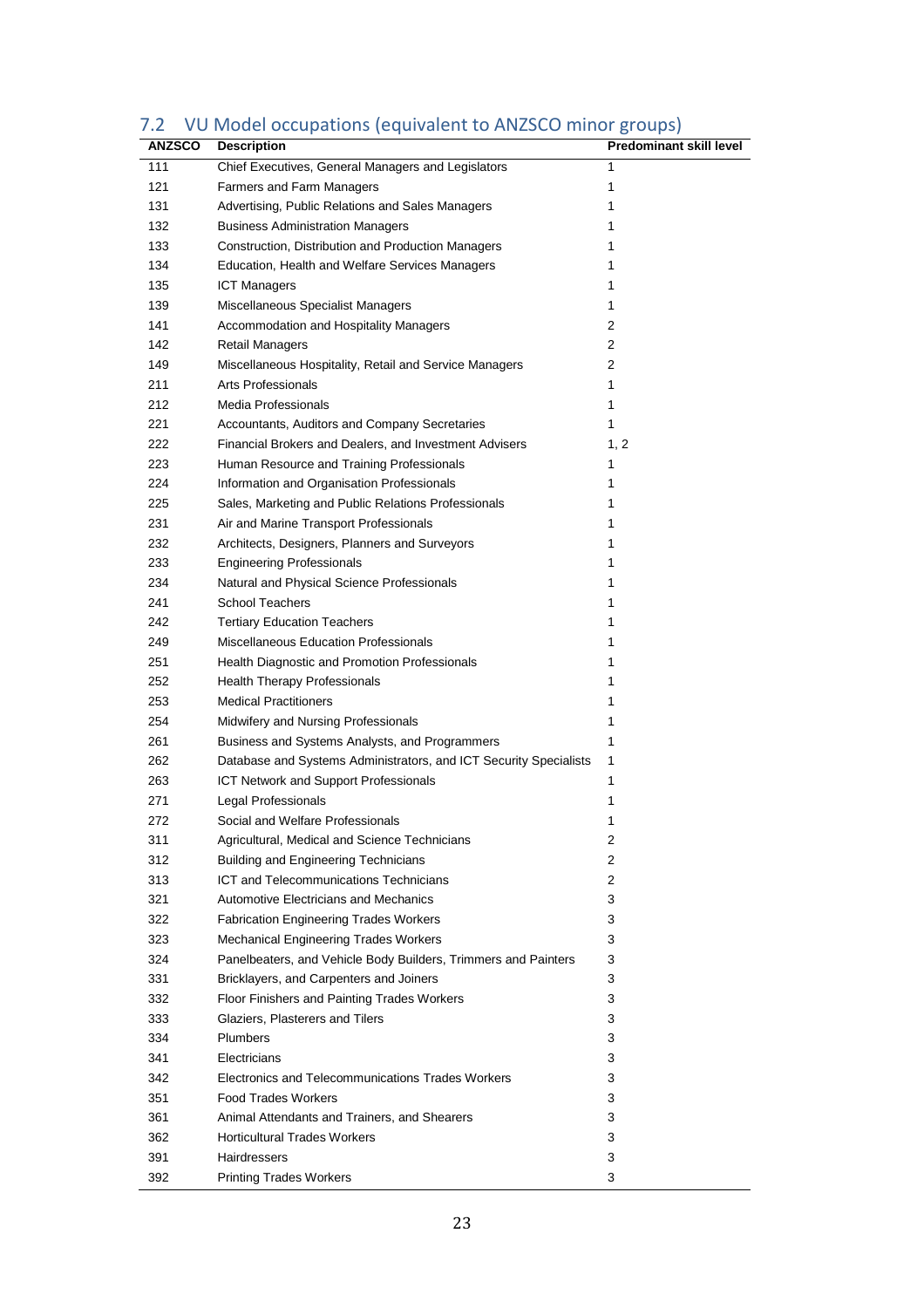## 7.2 VU Model occupations (equivalent to ANZSCO minor groups)

| ANZSCO | Description | Predominant skill level |
|---|---|---|
| 111 | Chief Executives, General Managers and Legislators | 1 |
| 121 | Farmers and Farm Managers | 1 |
| 131 | Advertising, Public Relations and Sales Managers | 1 |
| 132 | Business Administration Managers | 1 |
| 133 | Construction, Distribution and Production Managers | 1 |
| 134 | Education, Health and Welfare Services Managers | 1 |
| 135 | ICT Managers | 1 |
| 139 | Miscellaneous Specialist Managers | 1 |
| 141 | Accommodation and Hospitality Managers | 2 |
| 142 | Retail Managers | 2 |
| 149 | Miscellaneous Hospitality, Retail and Service Managers | 2 |
| 211 | Arts Professionals | 1 |
| 212 | Media Professionals | 1 |
| 221 | Accountants, Auditors and Company Secretaries | 1 |
| 222 | Financial Brokers and Dealers, and Investment Advisers | 1, 2 |
| 223 | Human Resource and Training Professionals | 1 |
| 224 | Information and Organisation Professionals | 1 |
| 225 | Sales, Marketing and Public Relations Professionals | 1 |
| 231 | Air and Marine Transport Professionals | 1 |
| 232 | Architects, Designers, Planners and Surveyors | 1 |
| 233 | Engineering Professionals | 1 |
| 234 | Natural and Physical Science Professionals | 1 |
| 241 | School Teachers | 1 |
| 242 | Tertiary Education Teachers | 1 |
| 249 | Miscellaneous Education Professionals | 1 |
| 251 | Health Diagnostic and Promotion Professionals | 1 |
| 252 | Health Therapy Professionals | 1 |
| 253 | Medical Practitioners | 1 |
| 254 | Midwifery and Nursing Professionals | 1 |
| 261 | Business and Systems Analysts, and Programmers | 1 |
| 262 | Database and Systems Administrators, and ICT Security Specialists | 1 |
| 263 | ICT Network and Support Professionals | 1 |
| 271 | Legal Professionals | 1 |
| 272 | Social and Welfare Professionals | 1 |
| 311 | Agricultural, Medical and Science Technicians | 2 |
| 312 | Building and Engineering Technicians | 2 |
| 313 | ICT and Telecommunications Technicians | 2 |
| 321 | Automotive Electricians and Mechanics | 3 |
| 322 | Fabrication Engineering Trades Workers | 3 |
| 323 | Mechanical Engineering Trades Workers | 3 |
| 324 | Panelbeaters, and Vehicle Body Builders, Trimmers and Painters | 3 |
| 331 | Bricklayers, and Carpenters and Joiners | 3 |
| 332 | Floor Finishers and Painting Trades Workers | 3 |
| 333 | Glaziers, Plasterers and Tilers | 3 |
| 334 | Plumbers | 3 |
| 341 | Electricians | 3 |
| 342 | Electronics and Telecommunications Trades Workers | 3 |
| 351 | Food Trades Workers | 3 |
| 361 | Animal Attendants and Trainers, and Shearers | 3 |
| 362 | Horticultural Trades Workers | 3 |
| 391 | Hairdressers | 3 |
| 392 | Printing Trades Workers | 3 |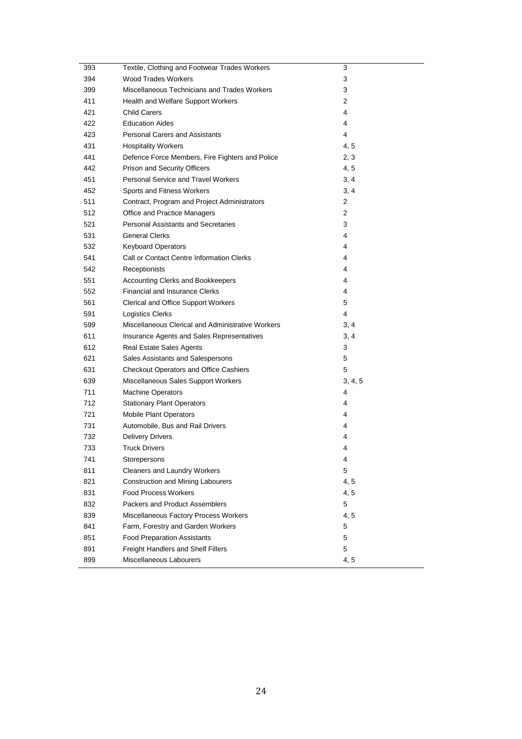| | | |
|---|---|---|
| 393 | Textile, Clothing and Footwear Trades Workers | 3 |
| 394 | Wood Trades Workers | 3 |
| 399 | Miscellaneous Technicians and Trades Workers | 3 |
| 411 | Health and Welfare Support Workers | 2 |
| 421 | Child Carers | 4 |
| 422 | Education Aides | 4 |
| 423 | Personal Carers and Assistants | 4 |
| 431 | Hospitality Workers | 4, 5 |
| 441 | Defence Force Members, Fire Fighters and Police | 2, 3 |
| 442 | Prison and Security Officers | 4, 5 |
| 451 | Personal Service and Travel Workers | 3, 4 |
| 452 | Sports and Fitness Workers | 3, 4 |
| 511 | Contract, Program and Project Administrators | 2 |
| 512 | Office and Practice Managers | 2 |
| 521 | Personal Assistants and Secretaries | 3 |
| 531 | General Clerks | 4 |
| 532 | Keyboard Operators | 4 |
| 541 | Call or Contact Centre Information Clerks | 4 |
| 542 | Receptionists | 4 |
| 551 | Accounting Clerks and Bookkeepers | 4 |
| 552 | Financial and Insurance Clerks | 4 |
| 561 | Clerical and Office Support Workers | 5 |
| 591 | Logistics Clerks | 4 |
| 599 | Miscellaneous Clerical and Administrative Workers | 3, 4 |
| 611 | Insurance Agents and Sales Representatives | 3, 4 |
| 612 | Real Estate Sales Agents | 3 |
| 621 | Sales Assistants and Salespersons | 5 |
| 631 | Checkout Operators and Office Cashiers | 5 |
| 639 | Miscellaneous Sales Support Workers | 3, 4, 5 |
| 711 | Machine Operators | 4 |
| 712 | Stationary Plant Operators | 4 |
| 721 | Mobile Plant Operators | 4 |
| 731 | Automobile, Bus and Rail Drivers | 4 |
| 732 | Delivery Drivers | 4 |
| 733 | Truck Drivers | 4 |
| 741 | Storepersons | 4 |
| 811 | Cleaners and Laundry Workers | 5 |
| 821 | Construction and Mining Labourers | 4, 5 |
| 831 | Food Process Workers | 4, 5 |
| 832 | Packers and Product Assemblers | 5 |
| 839 | Miscellaneous Factory Process Workers | 4, 5 |
| 841 | Farm, Forestry and Garden Workers | 5 |
| 851 | Food Preparation Assistants | 5 |
| 891 | Freight Handlers and Shelf Fillers | 5 |
| 899 | Miscellaneous Labourers | 4, 5 |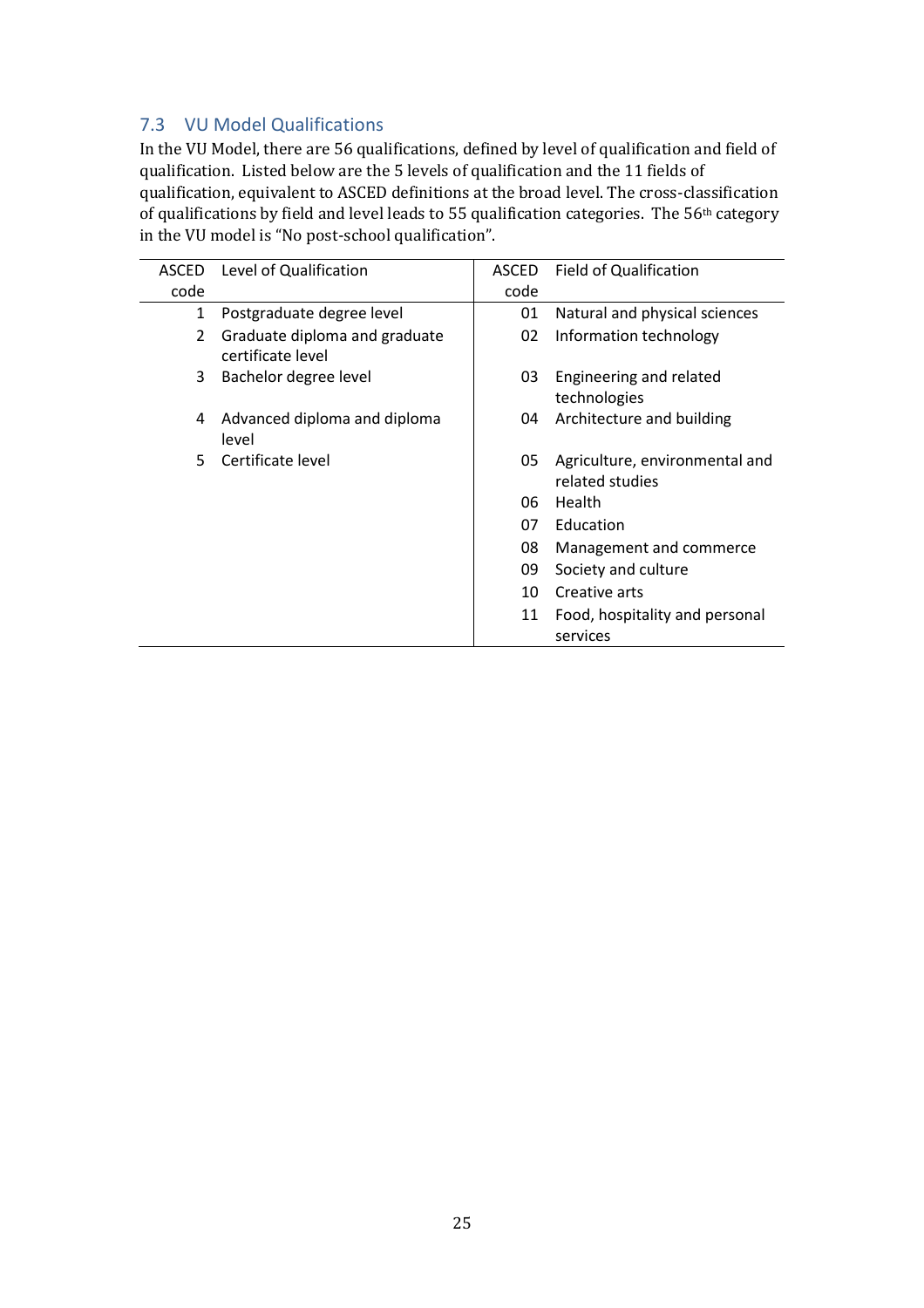## 7.3 VU Model Qualifications

In the VU Model, there are 56 qualifications, defined by level of qualification and field of qualification. Listed below are the 5 levels of qualification and the 11 fields of qualification, equivalent to ASCED definitions at the broad level. The cross-classification of qualifications by field and level leads to 55 qualification categories. The 56th category in the VU model is “No post-school qualification”.

| ASCED code | Level of Qualification | ASCED code | Field of Qualification |
|---|---|---|---|
| 1 | Postgraduate degree level | 01 | Natural and physical sciences |
| 2 | Graduate diploma and graduate certificate level | 02 | Information technology |
| 3 | Bachelor degree level | 03 | Engineering and related technologies |
| 4 | Advanced diploma and diploma level | 04 | Architecture and building |
| 5 | Certificate level | 05 | Agriculture, environmental and related studies |
| | | 06 | Health |
| | | 07 | Education |
| | | 08 | Management and commerce |
| | | 09 | Society and culture |
| | | 10 | Creative arts |
| | | 11 | Food, hospitality and personal services |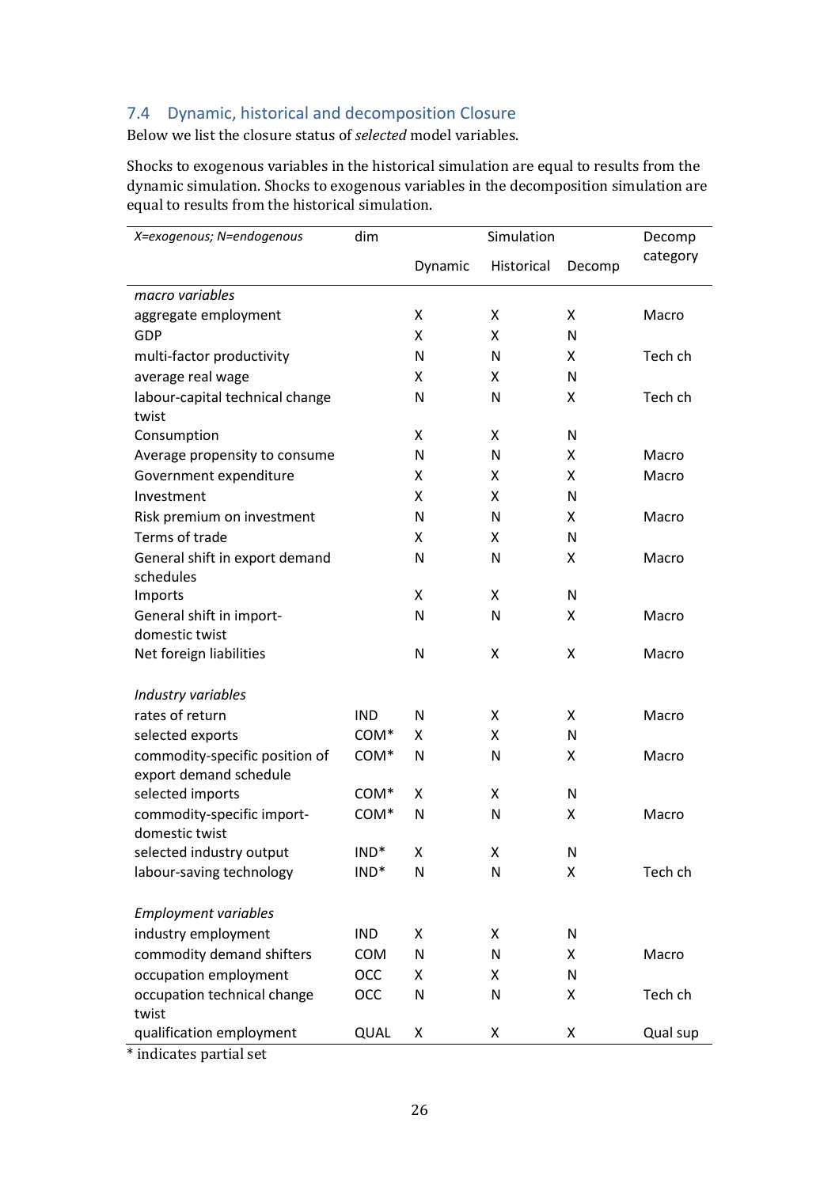## 7.4 Dynamic, historical and decomposition Closure

Below we list the closure status of *selected* model variables.

Shocks to exogenous variables in the historical simulation are equal to results from the dynamic simulation. Shocks to exogenous variables in the decomposition simulation are equal to results from the historical simulation.

| *X=exogenous; N=endogenous* | dim | Simulation | | | Decomp category |
|---|---|---|---|---|---|
| | | Dynamic | Historical | Decomp | |
| *macro variables* | | | | | |
| aggregate employment | | X | X | X | Macro |
| GDP | | X | X | N | |
| multi-factor productivity | | N | N | X | Tech ch |
| average real wage | | X | X | N | |
| labour-capital technical change twist | | N | N | X | Tech ch |
| Consumption | | X | X | N | |
| Average propensity to consume | | N | N | X | Macro |
| Government expenditure | | X | X | X | Macro |
| Investment | | X | X | N | |
| Risk premium on investment | | N | N | X | Macro |
| Terms of trade | | X | X | N | |
| General shift in export demand schedules | | N | N | X | Macro |
| Imports | | X | X | N | |
| General shift in import-domestic twist | | N | N | X | Macro |
| Net foreign liabilities | | N | X | X | Macro |
| *Industry variables* | | | | | |
| rates of return | IND | N | X | X | Macro |
| selected exports | COM* | X | X | N | |
| commodity-specific position of export demand schedule | COM* | N | N | X | Macro |
| selected imports | COM* | X | X | N | |
| commodity-specific import-domestic twist | COM* | N | N | X | Macro |
| selected industry output | IND* | X | X | N | |
| labour-saving technology | IND* | N | N | X | Tech ch |
| *Employment variables* | | | | | |
| industry employment | IND | X | X | N | |
| commodity demand shifters | COM | N | N | X | Macro |
| occupation employment | OCC | X | X | N | |
| occupation technical change twist | OCC | N | N | X | Tech ch |
| qualification employment | QUAL | X | X | X | Qual sup |

* indicates partial set